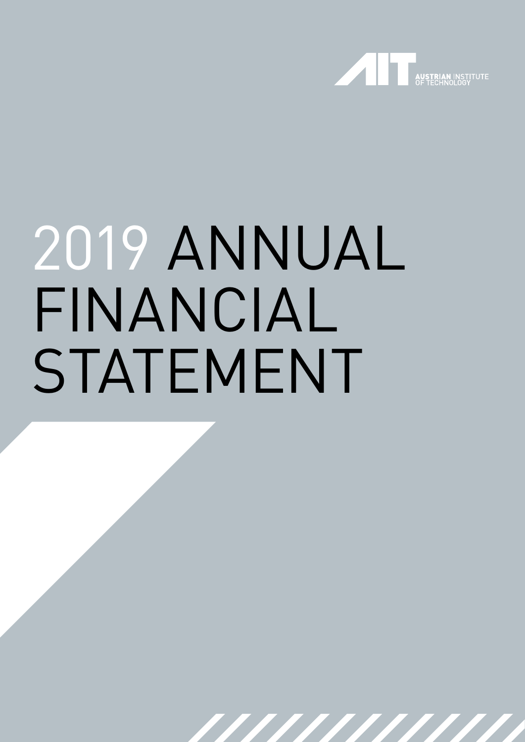AUSTRIAN INSTITUTE OF TECHNOLOGY

# 2019 ANNUAL FINANCIAL STATEMENT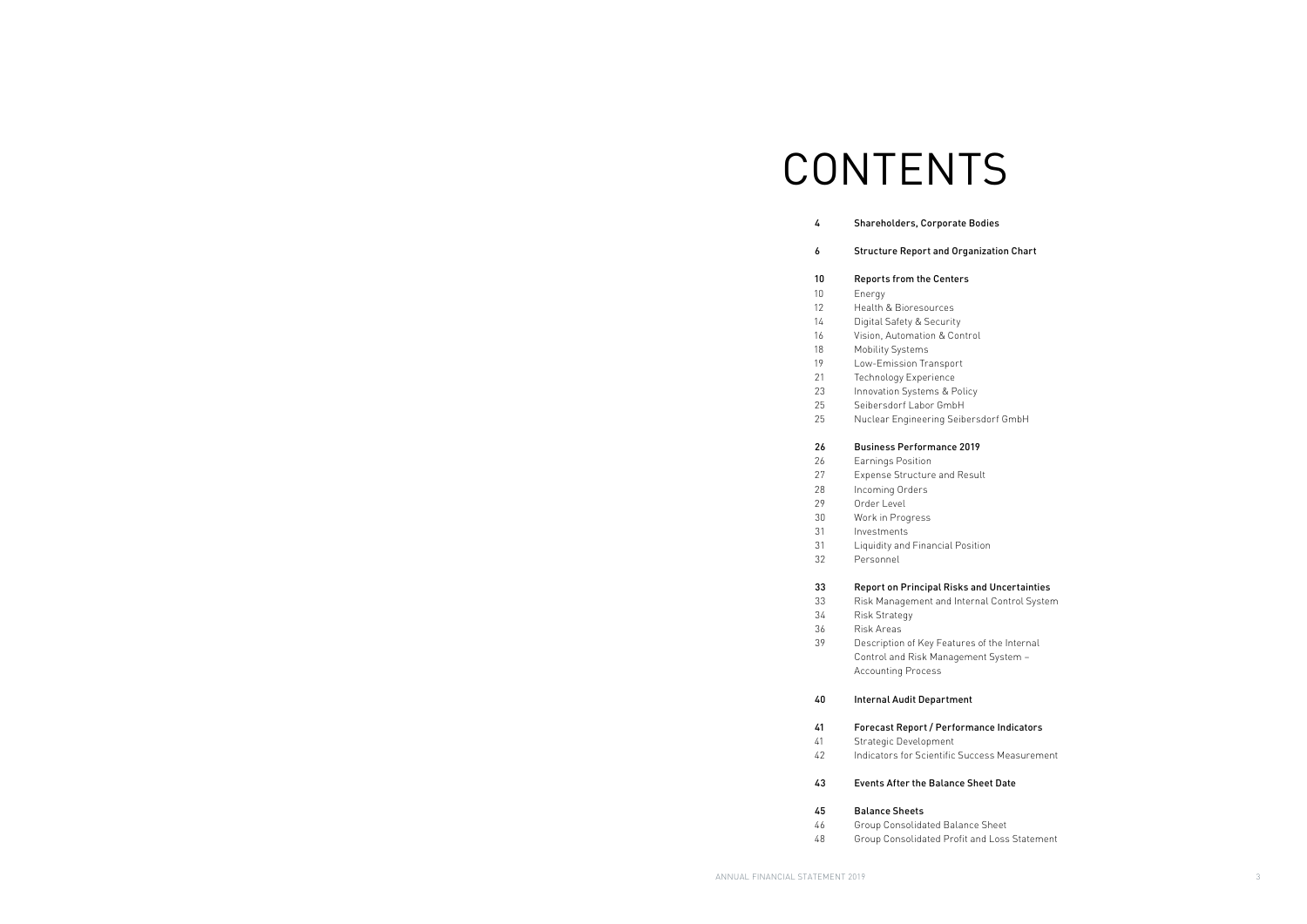# CONTENTS

**4 Shareholders, Corporate Bodies**

**6 Structure Report and Organization Chart**

**10 Reports from the Centers**

- 10 Energy
- 12 Health & Bioresources
- 14 Digital Safety & Security
- 16 Vision, Automation & Control
- 18 Mobility Systems
- 19 Low-Emission Transport
- 21 Technology Experience
- 23 Innovation Systems & Policy
- 25 Seibersdorf Labor GmbH
- 25 Nuclear Engineering Seibersdorf GmbH

**26 Business Performance 2019**

- 26 Earnings Position
- 27 Expense Structure and Result
- 28 Incoming Orders
- 29 Order Level
- 30 Work in Progress
- 31 Investments
- 31 Liquidity and Financial Position
- 32 Personnel

**33 Report on Principal Risks and Uncertainties**

- 33 Risk Management and Internal Control System
- 34 Risk Strategy
- 36 Risk Areas
- 39 Description of Key Features of the Internal Control and Risk Management System – Accounting Process

**40 Internal Audit Department**

**41 Forecast Report / Performance Indicators**

- 41 Strategic Development
- 42 Indicators for Scientific Success Measurement

**43 Events After the Balance Sheet Date**

**45 Balance Sheets**

- 46 Group Consolidated Balance Sheet
- 48 Group Consolidated Profit and Loss Statement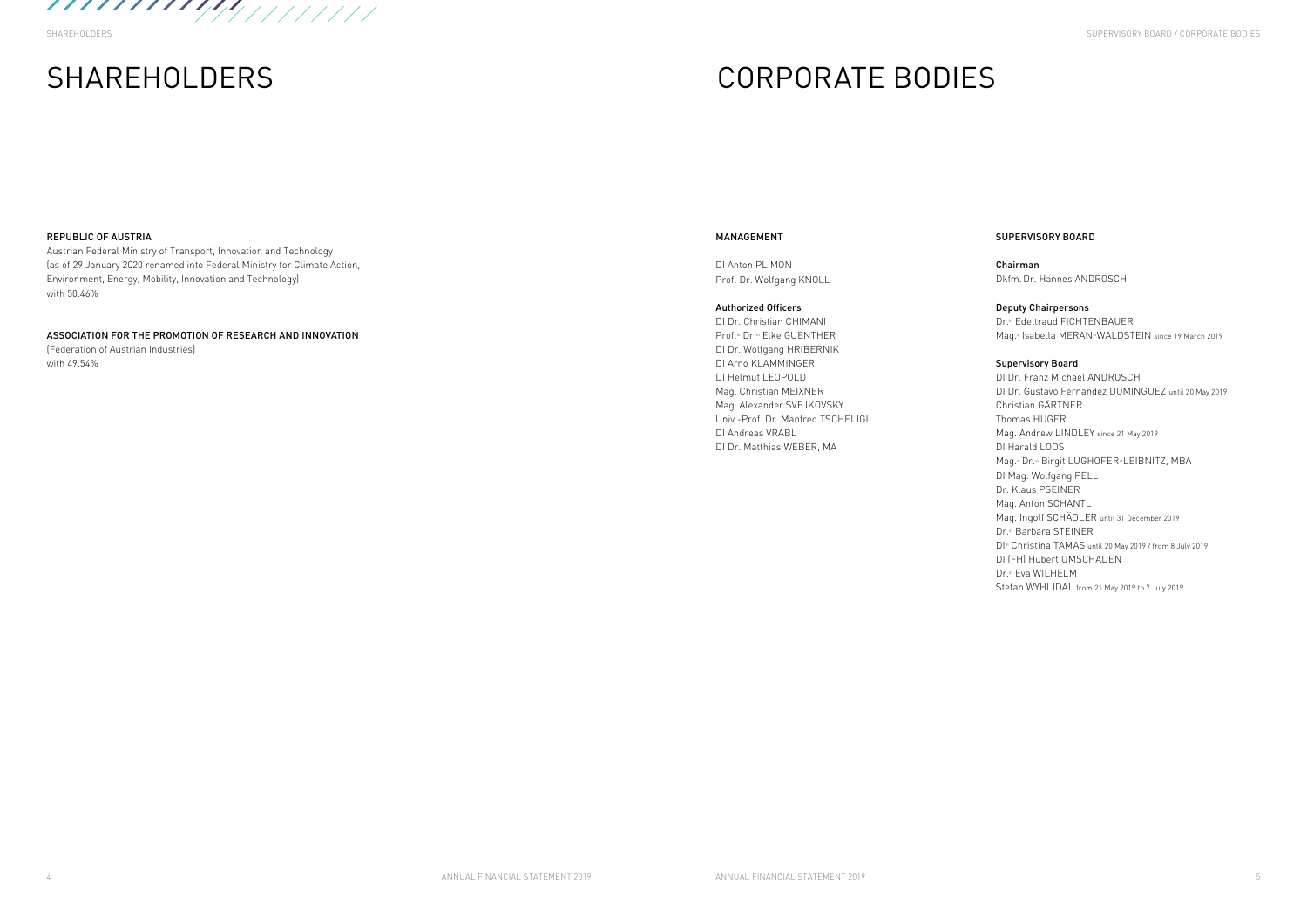# SHAREHOLDERS

**REPUBLIC OF AUSTRIA**
Austrian Federal Ministry of Transport, Innovation and Technology
(as of 29 January 2020 renamed into Federal Ministry for Climate Action, Environment, Energy, Mobility, Innovation and Technology)
with 50.46%

**ASSOCIATION FOR THE PROMOTION OF RESEARCH AND INNOVATION**
(Federation of Austrian Industries)
with 49.54%

# CORPORATE BODIES

**MANAGEMENT**

DI Anton PLIMON
Prof. Dr. Wolfgang KNOLL

**Authorized Officers**
DI Dr. Christian CHIMANI
Prof.in Dr.in Elke GUENTHER
DI Dr. Wolfgang HRIBERNIK
DI Arno KLAMMINGER
DI Helmut LEOPOLD
Mag. Christian MEIXNER
Mag. Alexander SVEJKOVSKY
Univ.-Prof. Dr. Manfred TSCHELIGI
DI Andreas VRABL
DI Dr. Matthias WEBER, MA

**SUPERVISORY BOARD**

**Chairman**
Dkfm. Dr. Hannes ANDROSCH

**Deputy Chairpersons**
Dr.in Edeltraud FICHTENBAUER
Mag.a Isabella MERAN-WALDSTEIN since 19 March 2019

**Supervisory Board**
DI Dr. Franz Michael ANDROSCH
DI Dr. Gustavo Fernandez DOMINGUEZ until 20 May 2019
Christian GÄRTNER
Thomas HUGER
Mag. Andrew LINDLEY since 21 May 2019
DI Harald LOOS
Mag.a Dr.in Birgit LUGHOFER-LEIBNITZ, MBA
DI Mag. Wolfgang PELL
Dr. Klaus PSEINER
Mag. Anton SCHANTL
Mag. Ingolf SCHÄDLER until 31 December 2019
Dr.in Barbara STEINER
DIin Christina TAMAS until 20 May 2019 / from 8 July 2019
DI (FH) Hubert UMSCHADEN
Dr.in Eva WILHELM
Stefan WYHLIDAL from 21 May 2019 to 7 July 2019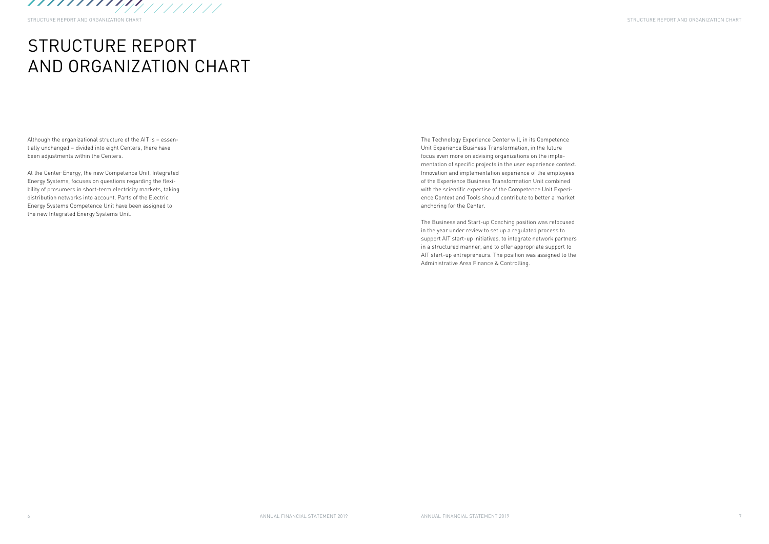# STRUCTURE REPORT AND ORGANIZATION CHART

Although the organizational structure of the AIT is – essentially unchanged – divided into eight Centers, there have been adjustments within the Centers.

At the Center Energy, the new Competence Unit, Integrated Energy Systems, focuses on questions regarding the flexibility of prosumers in short-term electricity markets, taking distribution networks into account. Parts of the Electric Energy Systems Competence Unit have been assigned to the new Integrated Energy Systems Unit.

The Technology Experience Center will, in its Competence Unit Experience Business Transformation, in the future focus even more on advising organizations on the implementation of specific projects in the user experience context. Innovation and implementation experience of the employees of the Experience Business Transformation Unit combined with the scientific expertise of the Competence Unit Experience Context and Tools should contribute to better a market anchoring for the Center.

The Business and Start-up Coaching position was refocused in the year under review to set up a regulated process to support AIT start-up initiatives, to integrate network partners in a structured manner, and to offer appropriate support to AIT start-up entrepreneurs. The position was assigned to the Administrative Area Finance & Controlling.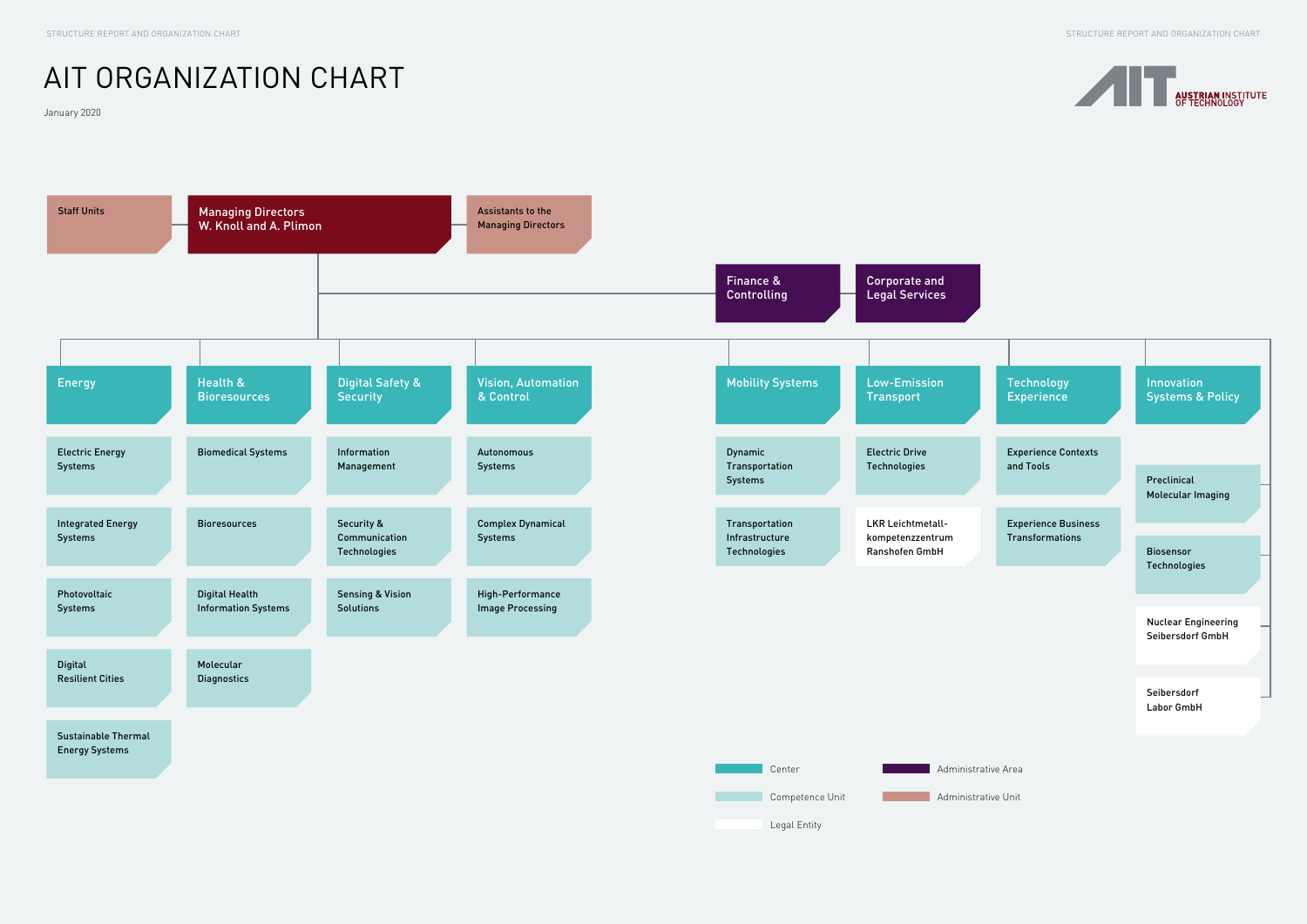# AIT ORGANIZATION CHART

January 2020

AIT AUSTRIAN INSTITUTE OF TECHNOLOGY

**Managing Directors W. Knoll and A. Plimon**

- Staff Units
- Assistants to the Managing Directors

**Administrative Areas**

- Finance & Controlling
- Corporate and Legal Services

**Energy**

- Electric Energy Systems
- Integrated Energy Systems
- Photovoltaic Systems
- Digital Resilient Cities
- Sustainable Thermal Energy Systems

**Health & Bioresources**

- Biomedical Systems
- Bioresources
- Digital Health Information Systems
- Molecular Diagnostics

**Digital Safety & Security**

- Information Management
- Security & Communication Technologies
- Sensing & Vision Solutions

**Vision, Automation & Control**

- Autonomous Systems
- Complex Dynamical Systems
- High-Performance Image Processing

**Mobility Systems**

- Dynamic Transportation Systems
- Transportation Infrastructure Technologies

**Low-Emission Transport**

- Electric Drive Technologies
- LKR Leichtmetall-kompetenzzentrum Ranshofen GmbH

**Technology Experience**

- Experience Contexts and Tools
- Experience Business Transformations

**Innovation Systems & Policy**

- Preclinical Molecular Imaging
- Biosensor Technologies
- Nuclear Engineering Seibersdorf GmbH
- Seibersdorf Labor GmbH

**Legend:** Center | Competence Unit | Legal Entity | Administrative Area | Administrative Unit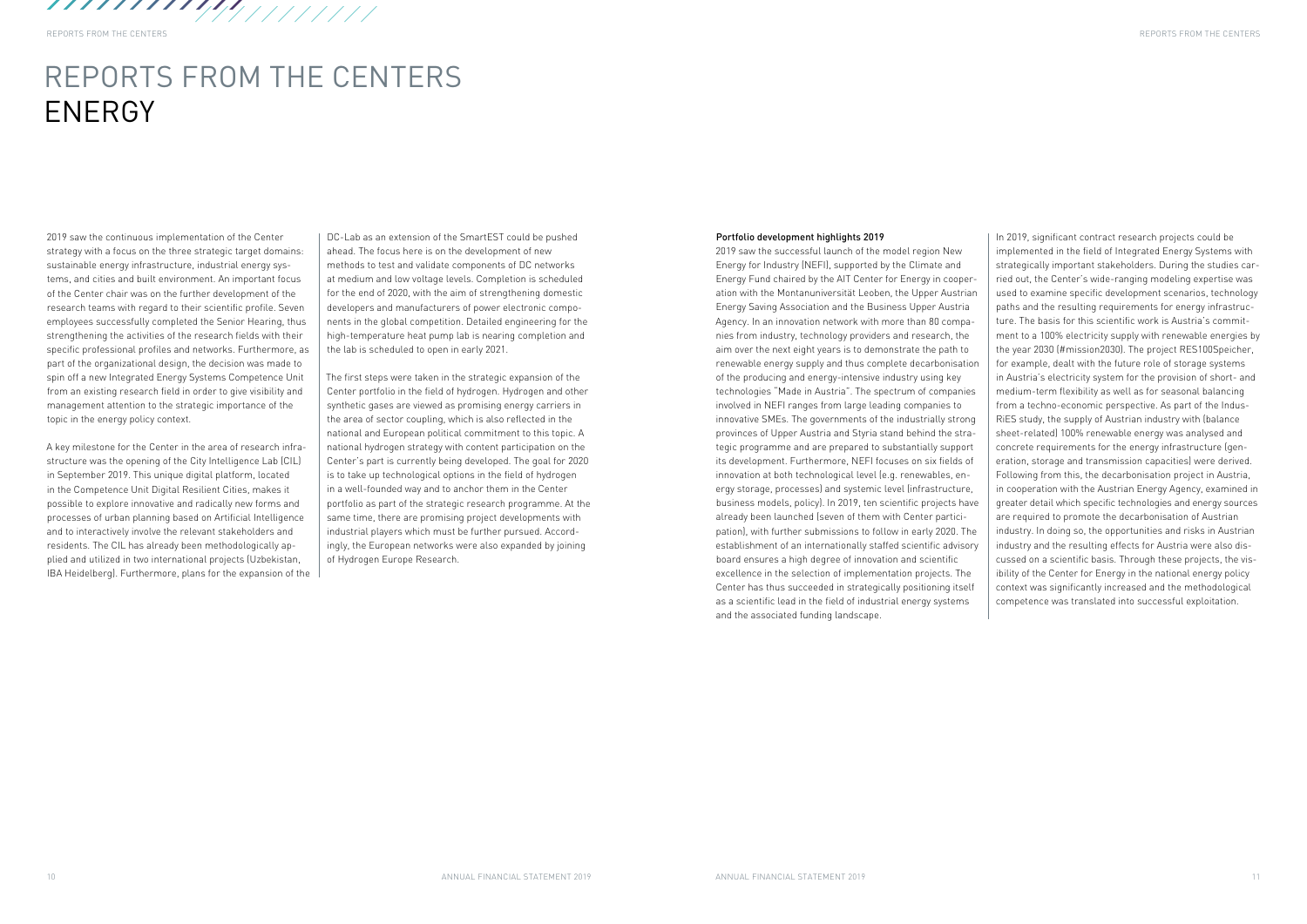# REPORTS FROM THE CENTERS
# ENERGY

2019 saw the continuous implementation of the Center strategy with a focus on the three strategic target domains: sustainable energy infrastructure, industrial energy systems, and cities and built environment. An important focus of the Center chair was on the further development of the research teams with regard to their scientific profile. Seven employees successfully completed the Senior Hearing, thus strengthening the activities of the research fields with their specific professional profiles and networks. Furthermore, as part of the organizational design, the decision was made to spin off a new Integrated Energy Systems Competence Unit from an existing research field in order to give visibility and management attention to the strategic importance of the topic in the energy policy context.

A key milestone for the Center in the area of research infrastructure was the opening of the City Intelligence Lab (CIL) in September 2019. This unique digital platform, located in the Competence Unit Digital Resilient Cities, makes it possible to explore innovative and radically new forms and processes of urban planning based on Artificial Intelligence and to interactively involve the relevant stakeholders and residents. The CIL has already been methodologically applied and utilized in two international projects (Uzbekistan, IBA Heidelberg). Furthermore, plans for the expansion of the DC-Lab as an extension of the SmartEST could be pushed ahead. The focus here is on the development of new methods to test and validate components of DC networks at medium and low voltage levels. Completion is scheduled for the end of 2020, with the aim of strengthening domestic developers and manufacturers of power electronic components in the global competition. Detailed engineering for the high-temperature heat pump lab is nearing completion and the lab is scheduled to open in early 2021.

The first steps were taken in the strategic expansion of the Center portfolio in the field of hydrogen. Hydrogen and other synthetic gases are viewed as promising energy carriers in the area of sector coupling, which is also reflected in the national and European political commitment to this topic. A national hydrogen strategy with content participation on the Center's part is currently being developed. The goal for 2020 is to take up technological options in the field of hydrogen in a well-founded way and to anchor them in the Center portfolio as part of the strategic research programme. At the same time, there are promising project developments with industrial players which must be further pursued. Accordingly, the European networks were also expanded by joining of Hydrogen Europe Research.

**Portfolio development highlights 2019**

2019 saw the successful launch of the model region New Energy for Industry (NEFI), supported by the Climate and Energy Fund chaired by the AIT Center for Energy in cooperation with the Montanuniversität Leoben, the Upper Austrian Energy Saving Association and the Business Upper Austria Agency. In an innovation network with more than 80 companies from industry, technology providers and research, the aim over the next eight years is to demonstrate the path to renewable energy supply and thus complete decarbonisation of the producing and energy-intensive industry using key technologies "Made in Austria". The spectrum of companies involved in NEFI ranges from large leading companies to innovative SMEs. The governments of the industrially strong provinces of Upper Austria and Styria stand behind the strategic programme and are prepared to substantially support its development. Furthermore, NEFI focuses on six fields of innovation at both technological level (e.g. renewables, energy storage, processes) and systemic level (infrastructure, business models, policy). In 2019, ten scientific projects have already been launched (seven of them with Center participation), with further submissions to follow in early 2020. The establishment of an internationally staffed scientific advisory board ensures a high degree of innovation and scientific excellence in the selection of implementation projects. The Center has thus succeeded in strategically positioning itself as a scientific lead in the field of industrial energy systems and the associated funding landscape.

In 2019, significant contract research projects could be implemented in the field of Integrated Energy Systems with strategically important stakeholders. During the studies carried out, the Center's wide-ranging modeling expertise was used to examine specific development scenarios, technology paths and the resulting requirements for energy infrastructure. The basis for this scientific work is Austria's commitment to a 100% electricity supply with renewable energies by the year 2030 (#mission2030). The project RES100Speicher, for example, dealt with the future role of storage systems in Austria's electricity system for the provision of short- and medium-term flexibility as well as for seasonal balancing from a techno-economic perspective. As part of the IndusRiES study, the supply of Austrian industry with (balance sheet-related) 100% renewable energy was analysed and concrete requirements for the energy infrastructure (generation, storage and transmission capacities) were derived. Following from this, the decarbonisation project in Austria, in cooperation with the Austrian Energy Agency, examined in greater detail which specific technologies and energy sources are required to promote the decarbonisation of Austrian industry. In doing so, the opportunities and risks in Austrian industry and the resulting effects for Austria were also discussed on a scientific basis. Through these projects, the visibility of the Center for Energy in the national energy policy context was significantly increased and the methodological competence was translated into successful exploitation.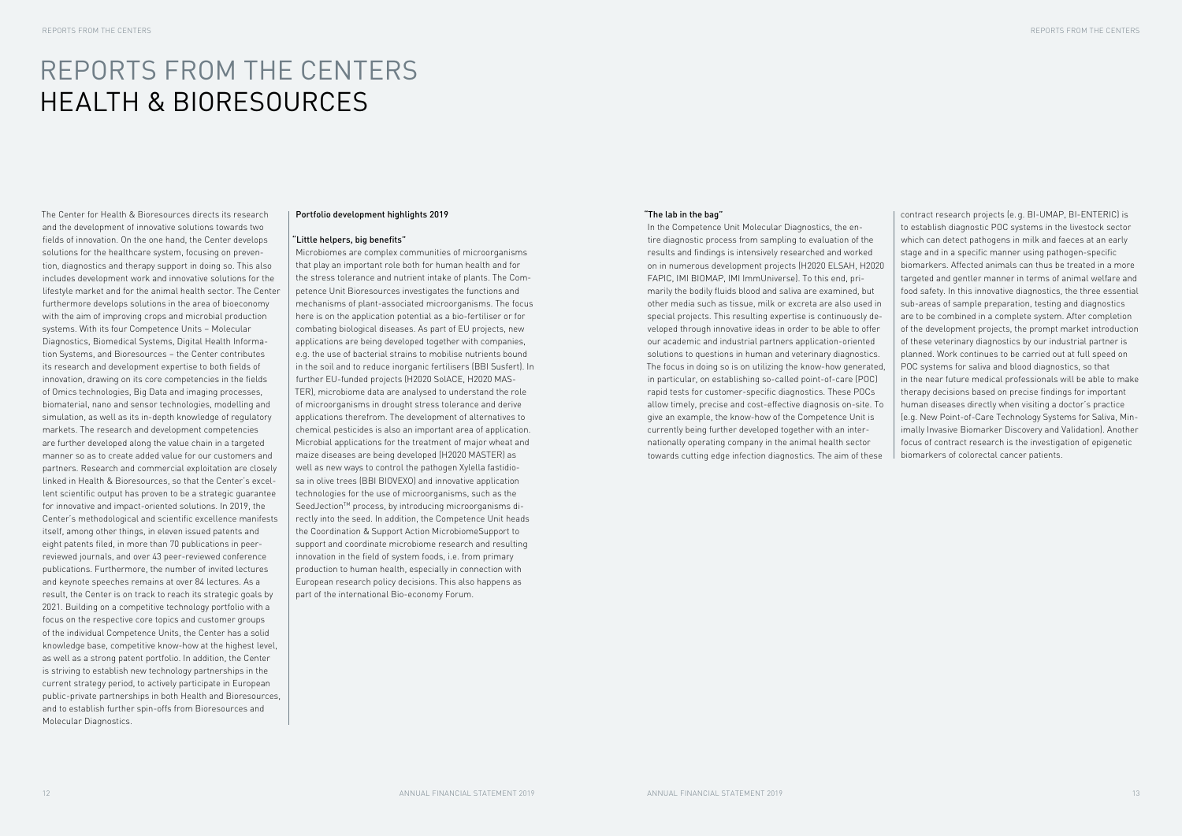# REPORTS FROM THE CENTERS
# HEALTH & BIORESOURCES

The Center for Health & Bioresources directs its research and the development of innovative solutions towards two fields of innovation. On the one hand, the Center develops solutions for the healthcare system, focusing on prevention, diagnostics and therapy support in doing so. This also includes development work and innovative solutions for the lifestyle market and for the animal health sector. The Center furthermore develops solutions in the area of bioeconomy with the aim of improving crops and microbial production systems. With its four Competence Units – Molecular Diagnostics, Biomedical Systems, Digital Health Information Systems, and Bioresources – the Center contributes its research and development expertise to both fields of innovation, drawing on its core competencies in the fields of Omics technologies, Big Data and imaging processes, biomaterial, nano and sensor technologies, modelling and simulation, as well as its in-depth knowledge of regulatory markets. The research and development competencies are further developed along the value chain in a targeted manner so as to create added value for our customers and partners. Research and commercial exploitation are closely linked in Health & Bioresources, so that the Center's excellent scientific output has proven to be a strategic guarantee for innovative and impact-oriented solutions. In 2019, the Center's methodological and scientific excellence manifests itself, among other things, in eleven issued patents and eight patents filed, in more than 70 publications in peer-reviewed journals, and over 43 peer-reviewed conference publications. Furthermore, the number of invited lectures and keynote speeches remains at over 84 lectures. As a result, the Center is on track to reach its strategic goals by 2021. Building on a competitive technology portfolio with a focus on the respective core topics and customer groups of the individual Competence Units, the Center has a solid knowledge base, competitive know-how at the highest level, as well as a strong patent portfolio. In addition, the Center is striving to establish new technology partnerships in the current strategy period, to actively participate in European public-private partnerships in both Health and Bioresources, and to establish further spin-offs from Bioresources and Molecular Diagnostics.

**Portfolio development highlights 2019**

**"Little helpers, big benefits"**

Microbiomes are complex communities of microorganisms that play an important role both for human health and for the stress tolerance and nutrient intake of plants. The Competence Unit Bioresources investigates the functions and mechanisms of plant-associated microorganisms. The focus here is on the application potential as a bio-fertiliser or for combating biological diseases. As part of EU projects, new applications are being developed together with companies, e.g. the use of bacterial strains to mobilise nutrients bound in the soil and to reduce inorganic fertilisers (BBI Susfert). In further EU-funded projects (H2020 SolACE, H2020 MASTER), microbiome data are analysed to understand the role of microorganisms in drought stress tolerance and derive applications therefrom. The development of alternatives to chemical pesticides is also an important area of application. Microbial applications for the treatment of major wheat and maize diseases are being developed (H2020 MASTER) as well as new ways to control the pathogen Xylella fastidiosa in olive trees (BBI BIOVEXO) and innovative application technologies for the use of microorganisms, such as the SeedJection™ process, by introducing microorganisms directly into the seed. In addition, the Competence Unit heads the Coordination & Support Action MicrobiomeSupport to support and coordinate microbiome research and resulting innovation in the field of system foods, i.e. from primary production to human health, especially in connection with European research policy decisions. This also happens as part of the international Bio-economy Forum.

**"The lab in the bag"**

In the Competence Unit Molecular Diagnostics, the entire diagnostic process from sampling to evaluation of the results and findings is intensively researched and worked on in numerous development projects (H2020 ELSAH, H2020 FAPIC, IMI BIOMAP, IMI ImmUniverse). To this end, primarily the bodily fluids blood and saliva are examined, but other media such as tissue, milk or excreta are also used in special projects. This resulting expertise is continuously developed through innovative ideas in order to be able to offer our academic and industrial partners application-oriented solutions to questions in human and veterinary diagnostics. The focus in doing so is on utilizing the know-how generated, in particular, on establishing so-called point-of-care (POC) rapid tests for customer-specific diagnostics. These POCs allow timely, precise and cost-effective diagnosis on-site. To give an example, the know-how of the Competence Unit is currently being further developed together with an internationally operating company in the animal health sector towards cutting edge infection diagnostics. The aim of these contract research projects (e.g. BI-UMAP, BI-ENTERIC) is to establish diagnostic POC systems in the livestock sector which can detect pathogens in milk and faeces at an early stage and in a specific manner using pathogen-specific biomarkers. Affected animals can thus be treated in a more targeted and gentler manner in terms of animal welfare and food safety. In this innovative diagnostics, the three essential sub-areas of sample preparation, testing and diagnostics are to be combined in a complete system. After completion of the development projects, the prompt market introduction of these veterinary diagnostics by our industrial partner is planned. Work continues to be carried out at full speed on POC systems for saliva and blood diagnostics, so that in the near future medical professionals will be able to make therapy decisions based on precise findings for important human diseases directly when visiting a doctor's practice (e.g. New Point-of-Care Technology Systems for Saliva, Minimally Invasive Biomarker Discovery and Validation). Another focus of contract research is the investigation of epigenetic biomarkers of colorectal cancer patients.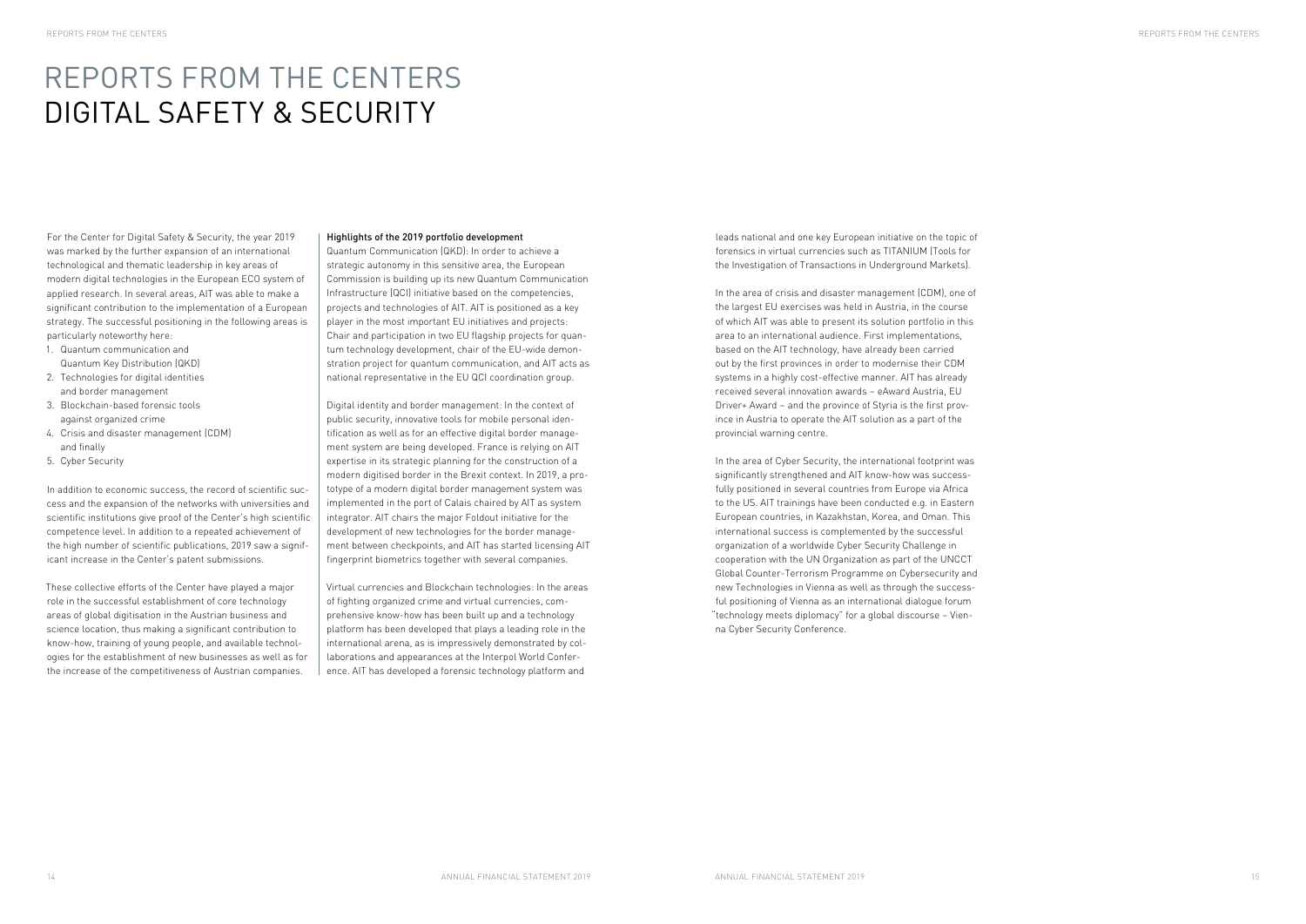# REPORTS FROM THE CENTERS
# DIGITAL SAFETY & SECURITY

For the Center for Digital Safety & Security, the year 2019 was marked by the further expansion of an international technological and thematic leadership in key areas of modern digital technologies in the European ECO system of applied research. In several areas, AIT was able to make a significant contribution to the implementation of a European strategy. The successful positioning in the following areas is particularly noteworthy here:

1. Quantum communication and Quantum Key Distribution (QKD)
2. Technologies for digital identities and border management
3. Blockchain-based forensic tools against organized crime
4. Crisis and disaster management (CDM) and finally
5. Cyber Security

In addition to economic success, the record of scientific success and the expansion of the networks with universities and scientific institutions give proof of the Center's high scientific competence level. In addition to a repeated achievement of the high number of scientific publications, 2019 saw a significant increase in the Center's patent submissions.

These collective efforts of the Center have played a major role in the successful establishment of core technology areas of global digitisation in the Austrian business and science location, thus making a significant contribution to know-how, training of young people, and available technologies for the establishment of new businesses as well as for the increase of the competitiveness of Austrian companies.

**Highlights of the 2019 portfolio development**

Quantum Communication (QKD): In order to achieve a strategic autonomy in this sensitive area, the European Commission is building up its new Quantum Communication Infrastructure (QCI) initiative based on the competencies, projects and technologies of AIT. AIT is positioned as a key player in the most important EU initiatives and projects: Chair and participation in two EU flagship projects for quantum technology development, chair of the EU-wide demonstration project for quantum communication, and AIT acts as national representative in the EU QCI coordination group.

Digital identity and border management: In the context of public security, innovative tools for mobile personal identification as well as for an effective digital border management system are being developed. France is relying on AIT expertise in its strategic planning for the construction of a modern digitised border in the Brexit context. In 2019, a prototype of a modern digital border management system was implemented in the port of Calais chaired by AIT as system integrator. AIT chairs the major Foldout initiative for the development of new technologies for the border management between checkpoints, and AIT has started licensing AIT fingerprint biometrics together with several companies.

Virtual currencies and Blockchain technologies: In the areas of fighting organized crime and virtual currencies, comprehensive know-how has been built up and a technology platform has been developed that plays a leading role in the international arena, as is impressively demonstrated by collaborations and appearances at the Interpol World Conference. AIT has developed a forensic technology platform and leads national and one key European initiative on the topic of forensics in virtual currencies such as TITANIUM (Tools for the Investigation of Transactions in Underground Markets).

In the area of crisis and disaster management (CDM), one of the largest EU exercises was held in Austria, in the course of which AIT was able to present its solution portfolio in this area to an international audience. First implementations, based on the AIT technology, have already been carried out by the first provinces in order to modernise their CDM systems in a highly cost-effective manner. AIT has already received several innovation awards – eAward Austria, EU Driver+ Award – and the province of Styria is the first province in Austria to operate the AIT solution as a part of the provincial warning centre.

In the area of Cyber Security, the international footprint was significantly strengthened and AIT know-how was successfully positioned in several countries from Europe via Africa to the US. AIT trainings have been conducted e.g. in Eastern European countries, in Kazakhstan, Korea, and Oman. This international success is complemented by the successful organization of a worldwide Cyber Security Challenge in cooperation with the UN Organization as part of the UNCCT Global Counter-Terrorism Programme on Cybersecurity and new Technologies in Vienna as well as through the successful positioning of Vienna as an international dialogue forum "technology meets diplomacy" for a global discourse – Vienna Cyber Security Conference.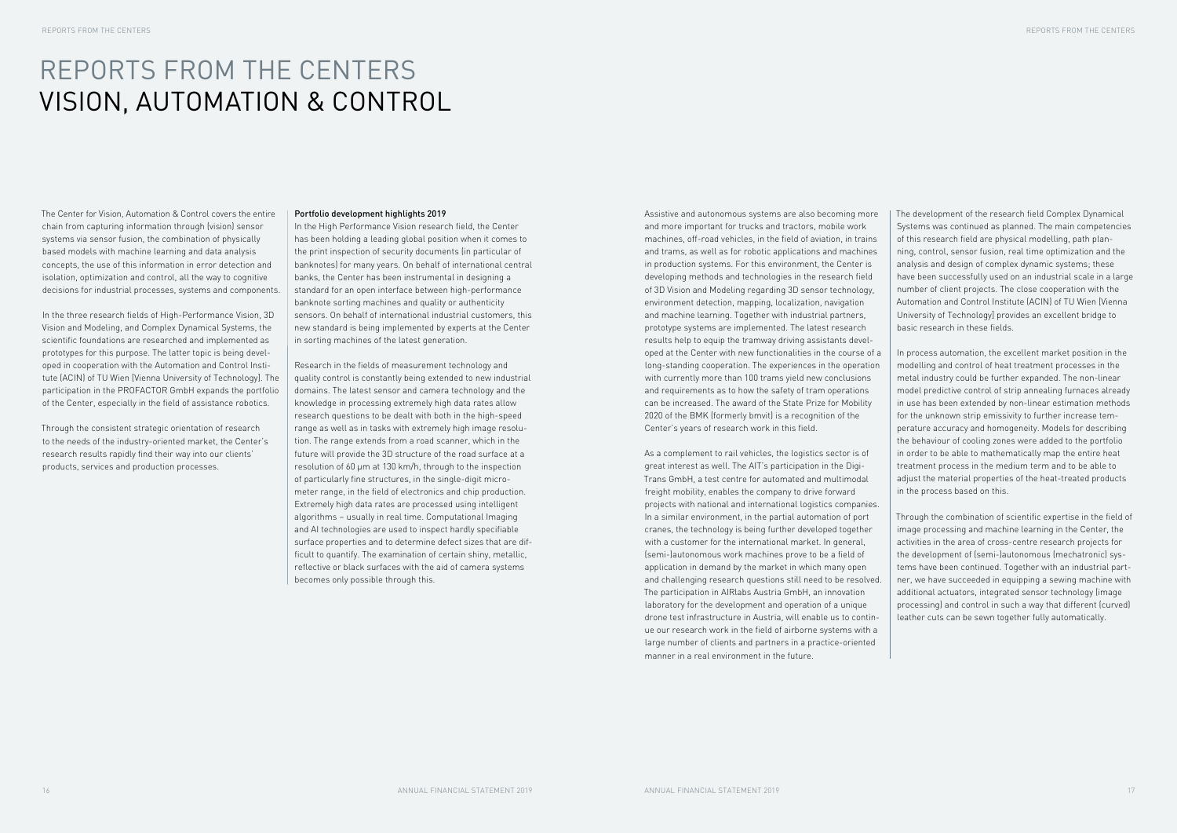# REPORTS FROM THE CENTERS
# VISION, AUTOMATION & CONTROL

The Center for Vision, Automation & Control covers the entire chain from capturing information through (vision) sensor systems via sensor fusion, the combination of physically based models with machine learning and data analysis concepts, the use of this information in error detection and isolation, optimization and control, all the way to cognitive decisions for industrial processes, systems and components.

In the three research fields of High-Performance Vision, 3D Vision and Modeling, and Complex Dynamical Systems, the scientific foundations are researched and implemented as prototypes for this purpose. The latter topic is being developed in cooperation with the Automation and Control Institute (ACIN) of TU Wien (Vienna University of Technology). The participation in the PROFACTOR GmbH expands the portfolio of the Center, especially in the field of assistance robotics.

Through the consistent strategic orientation of research to the needs of the industry-oriented market, the Center's research results rapidly find their way into our clients' products, services and production processes.

**Portfolio development highlights 2019**

In the High Performance Vision research field, the Center has been holding a leading global position when it comes to the print inspection of security documents (in particular of banknotes) for many years. On behalf of international central banks, the Center has been instrumental in designing a standard for an open interface between high-performance banknote sorting machines and quality or authenticity sensors. On behalf of international industrial customers, this new standard is being implemented by experts at the Center in sorting machines of the latest generation.

Research in the fields of measurement technology and quality control is constantly being extended to new industrial domains. The latest sensor and camera technology and the knowledge in processing extremely high data rates allow research questions to be dealt with both in the high-speed range as well as in tasks with extremely high image resolution. The range extends from a road scanner, which in the future will provide the 3D structure of the road surface at a resolution of 60 µm at 130 km/h, through to the inspection of particularly fine structures, in the single-digit micrometer range, in the field of electronics and chip production. Extremely high data rates are processed using intelligent algorithms – usually in real time. Computational Imaging and AI technologies are used to inspect hardly specifiable surface properties and to determine defect sizes that are difficult to quantify. The examination of certain shiny, metallic, reflective or black surfaces with the aid of camera systems becomes only possible through this.

Assistive and autonomous systems are also becoming more and more important for trucks and tractors, mobile work machines, off-road vehicles, in the field of aviation, in trains and trams, as well as for robotic applications and machines in production systems. For this environment, the Center is developing methods and technologies in the research field of 3D Vision and Modeling regarding 3D sensor technology, environment detection, mapping, localization, navigation and machine learning. Together with industrial partners, prototype systems are implemented. The latest research results help to equip the tramway driving assistants developed at the Center with new functionalities in the course of a long-standing cooperation. The experiences in the operation with currently more than 100 trams yield new conclusions and requirements as to how the safety of tram operations can be increased. The award of the State Prize for Mobility 2020 of the BMK (formerly bmvit) is a recognition of the Center's years of research work in this field.

As a complement to rail vehicles, the logistics sector is of great interest as well. The AIT's participation in the Digi-Trans GmbH, a test centre for automated and multimodal freight mobility, enables the company to drive forward projects with national and international logistics companies. In a similar environment, in the partial automation of port cranes, the technology is being further developed together with a customer for the international market. In general, (semi-)autonomous work machines prove to be a field of application in demand by the market in which many open and challenging research questions still need to be resolved. The participation in AIRlabs Austria GmbH, an innovation laboratory for the development and operation of a unique drone test infrastructure in Austria, will enable us to continue our research work in the field of airborne systems with a large number of clients and partners in a practice-oriented manner in a real environment in the future.

The development of the research field Complex Dynamical Systems was continued as planned. The main competencies of this research field are physical modelling, path planning, control, sensor fusion, real time optimization and the analysis and design of complex dynamic systems; these have been successfully used on an industrial scale in a large number of client projects. The close cooperation with the Automation and Control Institute (ACIN) of TU Wien (Vienna University of Technology) provides an excellent bridge to basic research in these fields.

In process automation, the excellent market position in the modelling and control of heat treatment processes in the metal industry could be further expanded. The non-linear model predictive control of strip annealing furnaces already in use has been extended by non-linear estimation methods for the unknown strip emissivity to further increase temperature accuracy and homogeneity. Models for describing the behaviour of cooling zones were added to the portfolio in order to be able to mathematically map the entire heat treatment process in the medium term and to be able to adjust the material properties of the heat-treated products in the process based on this.

Through the combination of scientific expertise in the field of image processing and machine learning in the Center, the activities in the area of cross-centre research projects for the development of (semi-)autonomous (mechatronic) systems have been continued. Together with an industrial partner, we have succeeded in equipping a sewing machine with additional actuators, integrated sensor technology (image processing) and control in such a way that different (curved) leather cuts can be sewn together fully automatically.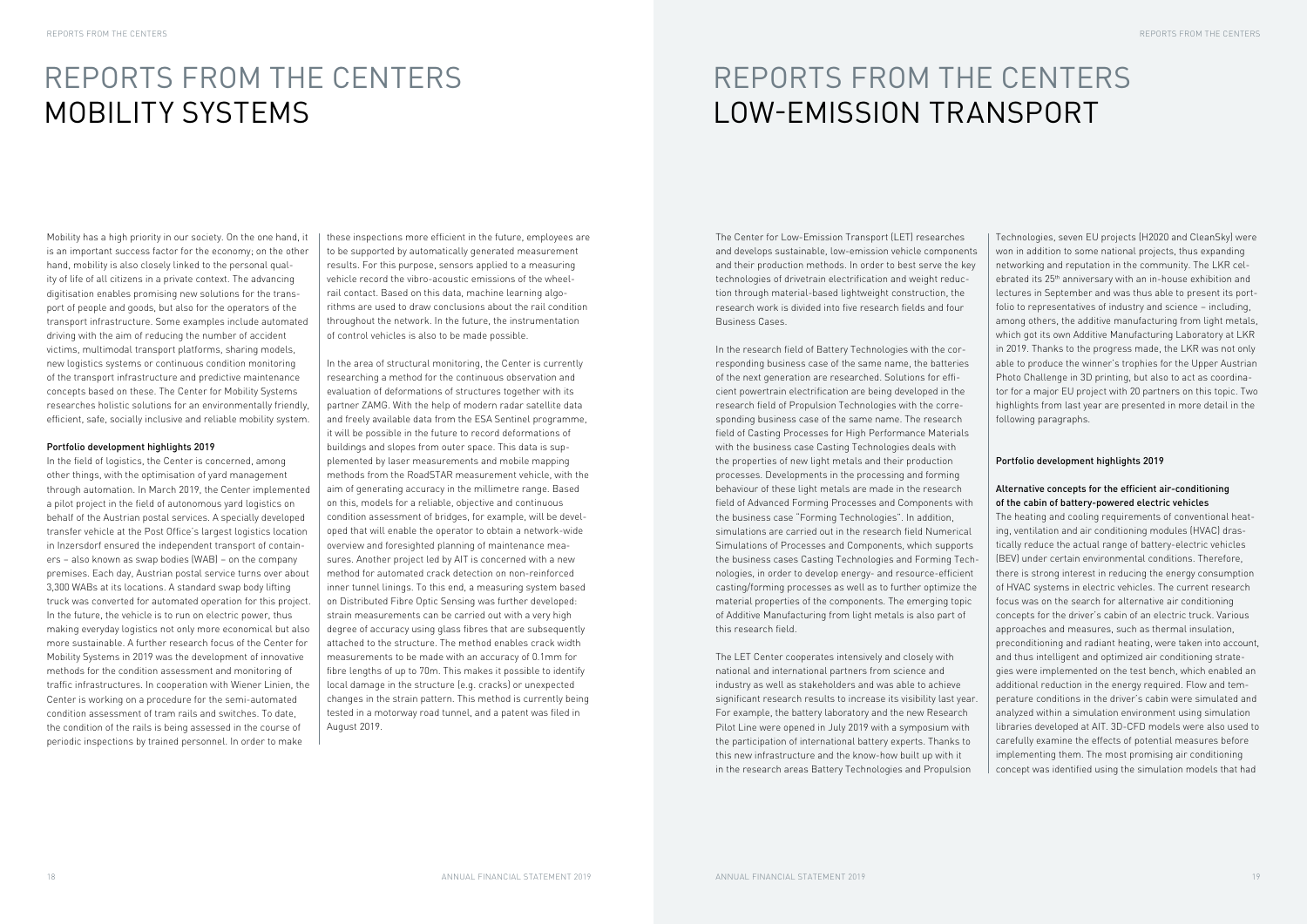# REPORTS FROM THE CENTERS MOBILITY SYSTEMS

Mobility has a high priority in our society. On the one hand, it is an important success factor for the economy; on the other hand, mobility is also closely linked to the personal quality of life of all citizens in a private context. The advancing digitisation enables promising new solutions for the transport of people and goods, but also for the operators of the transport infrastructure. Some examples include automated driving with the aim of reducing the number of accident victims, multimodal transport platforms, sharing models, new logistics systems or continuous condition monitoring of the transport infrastructure and predictive maintenance concepts based on these. The Center for Mobility Systems researches holistic solutions for an environmentally friendly, efficient, safe, socially inclusive and reliable mobility system.

#### Portfolio development highlights 2019

In the field of logistics, the Center is concerned, among other things, with the optimisation of yard management through automation. In March 2019, the Center implemented a pilot project in the field of autonomous yard logistics on behalf of the Austrian postal services. A specially developed transfer vehicle at the Post Office's largest logistics location in Inzersdorf ensured the independent transport of containers – also known as swap bodies (WAB) – on the company premises. Each day, Austrian postal service turns over about 3,300 WABs at its locations. A standard swap body lifting truck was converted for automated operation for this project. In the future, the vehicle is to run on electric power, thus making everyday logistics not only more economical but also more sustainable. A further research focus of the Center for Mobility Systems in 2019 was the development of innovative methods for the condition assessment and monitoring of traffic infrastructures. In cooperation with Wiener Linien, the Center is working on a procedure for the semi-automated condition assessment of tram rails and switches. To date, the condition of the rails is being assessed in the course of periodic inspections by trained personnel. In order to make these inspections more efficient in the future, employees are to be supported by automatically generated measurement results. For this purpose, sensors applied to a measuring vehicle record the vibro-acoustic emissions of the wheel-rail contact. Based on this data, machine learning algorithms are used to draw conclusions about the rail condition throughout the network. In the future, the instrumentation of control vehicles is also to be made possible.

In the area of structural monitoring, the Center is currently researching a method for the continuous observation and evaluation of deformations of structures together with its partner ZAMG. With the help of modern radar satellite data and freely available data from the ESA Sentinel programme, it will be possible in the future to record deformations of buildings and slopes from outer space. This data is supplemented by laser measurements and mobile mapping methods from the RoadSTAR measurement vehicle, with the aim of generating accuracy in the millimetre range. Based on this, models for a reliable, objective and continuous condition assessment of bridges, for example, will be developed that will enable the operator to obtain a network-wide overview and foresighted planning of maintenance measures. Another project led by AIT is concerned with a new method for automated crack detection on non-reinforced inner tunnel linings. To this end, a measuring system based on Distributed Fibre Optic Sensing was further developed: strain measurements can be carried out with a very high degree of accuracy using glass fibres that are subsequently attached to the structure. The method enables crack width measurements to be made with an accuracy of 0.1mm for fibre lengths of up to 70m. This makes it possible to identify local damage in the structure (e.g. cracks) or unexpected changes in the strain pattern. This method is currently being tested in a motorway road tunnel, and a patent was filed in August 2019.

# REPORTS FROM THE CENTERS LOW-EMISSION TRANSPORT

The Center for Low-Emission Transport (LET) researches and develops sustainable, low-emission vehicle components and their production methods. In order to best serve the key technologies of drivetrain electrification and weight reduction through material-based lightweight construction, the research work is divided into five research fields and four Business Cases.

In the research field of Battery Technologies with the corresponding business case of the same name, the batteries of the next generation are researched. Solutions for efficient powertrain electrification are being developed in the research field of Propulsion Technologies with the corresponding business case of the same name. The research field of Casting Processes for High Performance Materials with the business case Casting Technologies deals with the properties of new light metals and their production processes. Developments in the processing and forming behaviour of these light metals are made in the research field of Advanced Forming Processes and Components with the business case "Forming Technologies". In addition, simulations are carried out in the research field Numerical Simulations of Processes and Components, which supports the business cases Casting Technologies and Forming Technologies, in order to develop energy- and resource-efficient casting/forming processes as well as to further optimize the material properties of the components. The emerging topic of Additive Manufacturing from light metals is also part of this research field.

The LET Center cooperates intensively and closely with national and international partners from science and industry as well as stakeholders and was able to achieve significant research results to increase its visibility last year. For example, the battery laboratory and the new Research Pilot Line were opened in July 2019 with a symposium with the participation of international battery experts. Thanks to this new infrastructure and the know-how built up with it in the research areas Battery Technologies and Propulsion Technologies, seven EU projects (H2020 and CleanSky) were won in addition to some national projects, thus expanding networking and reputation in the community. The LKR celebrated its 25th anniversary with an in-house exhibition and lectures in September and was thus able to present its portfolio to representatives of industry and science – including, among others, the additive manufacturing from light metals, which got its own Additive Manufacturing Laboratory at LKR in 2019. Thanks to the progress made, the LKR was not only able to produce the winner's trophies for the Upper Austrian Photo Challenge in 3D printing, but also to act as coordinator for a major EU project with 20 partners on this topic. Two highlights from last year are presented in more detail in the following paragraphs.

#### Portfolio development highlights 2019

#### Alternative concepts for the efficient air-conditioning of the cabin of battery-powered electric vehicles

The heating and cooling requirements of conventional heating, ventilation and air conditioning modules (HVAC) drastically reduce the actual range of battery-electric vehicles (BEV) under certain environmental conditions. Therefore, there is strong interest in reducing the energy consumption of HVAC systems in electric vehicles. The current research focus was on the search for alternative air conditioning concepts for the driver's cabin of an electric truck. Various approaches and measures, such as thermal insulation, preconditioning and radiant heating, were taken into account, and thus intelligent and optimized air conditioning strategies were implemented on the test bench, which enabled an additional reduction in the energy required. Flow and temperature conditions in the driver's cabin were simulated and analyzed within a simulation environment using simulation libraries developed at AIT. 3D-CFD models were also used to carefully examine the effects of potential measures before implementing them. The most promising air conditioning concept was identified using the simulation models that had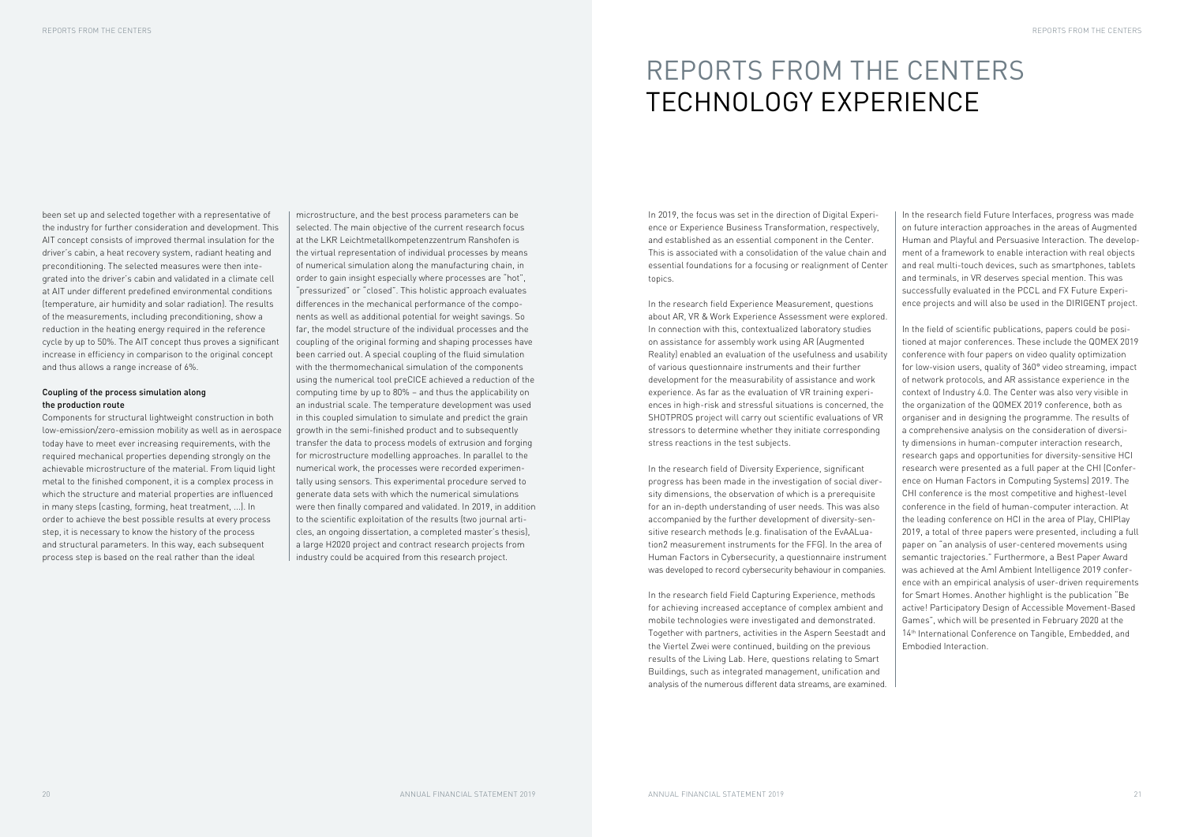been set up and selected together with a representative of the industry for further consideration and development. This AIT concept consists of improved thermal insulation for the driver's cabin, a heat recovery system, radiant heating and preconditioning. The selected measures were then integrated into the driver's cabin and validated in a climate cell at AIT under different predefined environmental conditions (temperature, air humidity and solar radiation). The results of the measurements, including preconditioning, show a reduction in the heating energy required in the reference cycle by up to 50%. The AIT concept thus proves a significant increase in efficiency in comparison to the original concept and thus allows a range increase of 6%.

**Coupling of the process simulation along the production route**

Components for structural lightweight construction in both low-emission/zero-emission mobility as well as in aerospace today have to meet ever increasing requirements, with the required mechanical properties depending strongly on the achievable microstructure of the material. From liquid light metal to the finished component, it is a complex process in which the structure and material properties are influenced in many steps (casting, forming, heat treatment, ...). In order to achieve the best possible results at every process step, it is necessary to know the history of the process and structural parameters. In this way, each subsequent process step is based on the real rather than the ideal microstructure, and the best process parameters can be selected. The main objective of the current research focus at the LKR Leichtmetallkompetenzzentrum Ranshofen is the virtual representation of individual processes by means of numerical simulation along the manufacturing chain, in order to gain insight especially where processes are "hot", "pressurized" or "closed". This holistic approach evaluates differences in the mechanical performance of the components as well as additional potential for weight savings. So far, the model structure of the individual processes and the coupling of the original forming and shaping processes have been carried out. A special coupling of the fluid simulation with the thermomechanical simulation of the components using the numerical tool preCICE achieved a reduction of the computing time by up to 80% – and thus the applicability on an industrial scale. The temperature development was used in this coupled simulation to simulate and predict the grain growth in the semi-finished product and to subsequently transfer the data to process models of extrusion and forging for microstructure modelling approaches. In parallel to the numerical work, the processes were recorded experimentally using sensors. This experimental procedure served to generate data sets with which the numerical simulations were then finally compared and validated. In 2019, in addition to the scientific exploitation of the results (two journal articles, an ongoing dissertation, a completed master's thesis), a large H2020 project and contract research projects from industry could be acquired from this research project.

# REPORTS FROM THE CENTERS TECHNOLOGY EXPERIENCE

In 2019, the focus was set in the direction of Digital Experience or Experience Business Transformation, respectively, and established as an essential component in the Center. This is associated with a consolidation of the value chain and essential foundations for a focusing or realignment of Center topics.

In the research field Experience Measurement, questions about AR, VR & Work Experience Assessment were explored. In connection with this, contextualized laboratory studies on assistance for assembly work using AR (Augmented Reality) enabled an evaluation of the usefulness and usability of various questionnaire instruments and their further development for the measurability of assistance and work experience. As far as the evaluation of VR training experiences in high-risk and stressful situations is concerned, the SHOTPROS project will carry out scientific evaluations of VR stressors to determine whether they initiate corresponding stress reactions in the test subjects.

In the research field of Diversity Experience, significant progress has been made in the investigation of social diversity dimensions, the observation of which is a prerequisite for an in-depth understanding of user needs. This was also accompanied by the further development of diversity-sensitive research methods (e.g. finalisation of the EvAALuation2 measurement instruments for the FFG). In the area of Human Factors in Cybersecurity, a questionnaire instrument was developed to record cybersecurity behaviour in companies.

In the research field Field Capturing Experience, methods for achieving increased acceptance of complex ambient and mobile technologies were investigated and demonstrated. Together with partners, activities in the Aspern Seestadt and the Viertel Zwei were continued, building on the previous results of the Living Lab. Here, questions relating to Smart Buildings, such as integrated management, unification and analysis of the numerous different data streams, are examined.

In the research field Future Interfaces, progress was made on future interaction approaches in the areas of Augmented Human and Playful and Persuasive Interaction. The development of a framework to enable interaction with real objects and real multi-touch devices, such as smartphones, tablets and terminals, in VR deserves special mention. This was successfully evaluated in the PCCL and FX Future Experience projects and will also be used in the DIRIGENT project.

In the field of scientific publications, papers could be positioned at major conferences. These include the QOMEX 2019 conference with four papers on video quality optimization for low-vision users, quality of 360° video streaming, impact of network protocols, and AR assistance experience in the context of Industry 4.0. The Center was also very visible in the organization of the QOMEX 2019 conference, both as organiser and in designing the programme. The results of a comprehensive analysis on the consideration of diversity dimensions in human-computer interaction research, research gaps and opportunities for diversity-sensitive HCI research were presented as a full paper at the CHI (Conference on Human Factors in Computing Systems) 2019. The CHI conference is the most competitive and highest-level conference in the field of human-computer interaction. At the leading conference on HCI in the area of Play, CHIPlay 2019, a total of three papers were presented, including a full paper on "an analysis of user-centered movements using semantic trajectories." Furthermore, a Best Paper Award was achieved at the AmI Ambient Intelligence 2019 conference with an empirical analysis of user-driven requirements for Smart Homes. Another highlight is the publication "Be active! Participatory Design of Accessible Movement-Based Games", which will be presented in February 2020 at the 14th International Conference on Tangible, Embedded, and Embodied Interaction.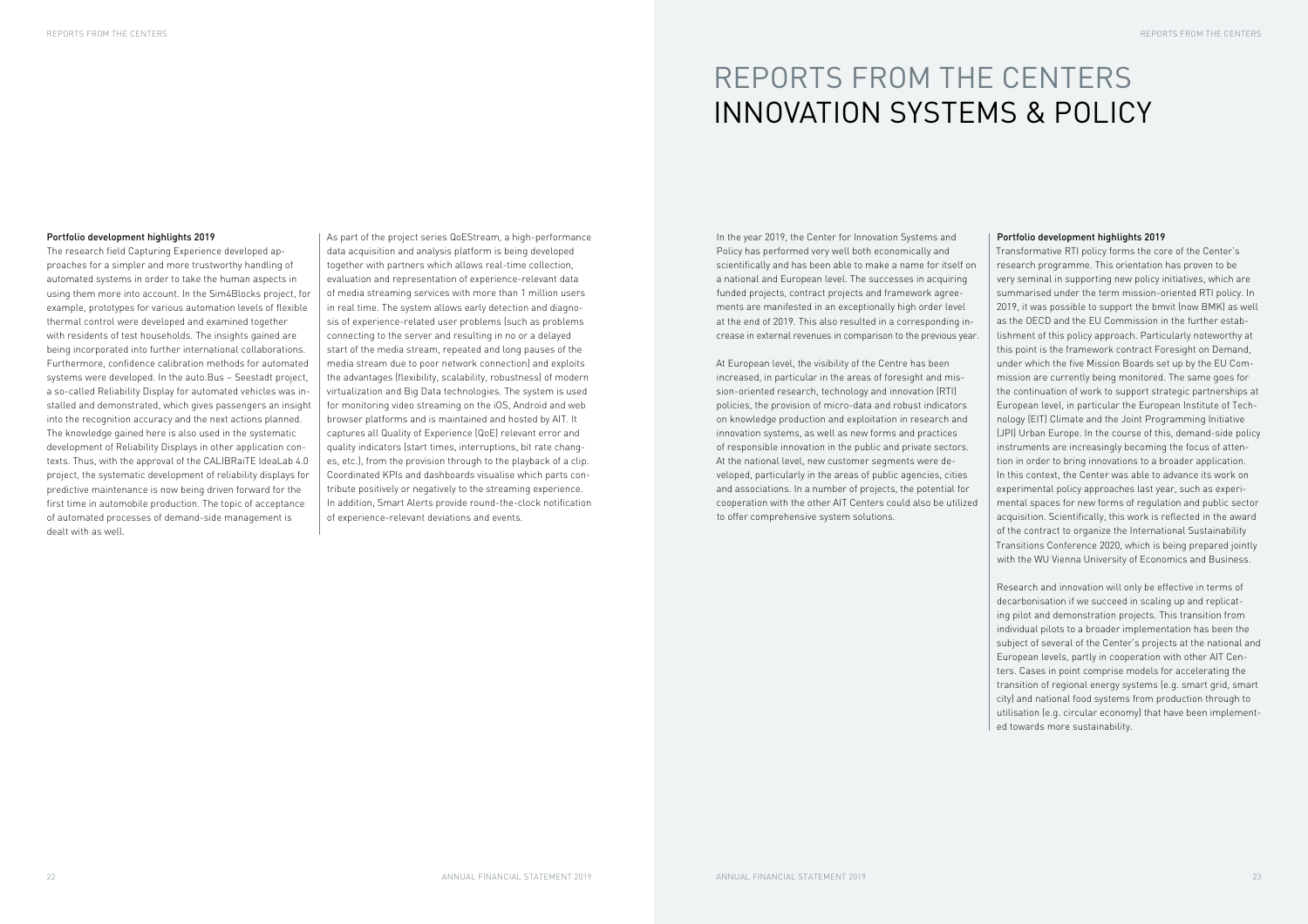### Portfolio development highlights 2019

The research field Capturing Experience developed approaches for a simpler and more trustworthy handling of automated systems in order to take the human aspects in using them more into account. In the Sim4Blocks project, for example, prototypes for various automation levels of flexible thermal control were developed and examined together with residents of test households. The insights gained are being incorporated into further international collaborations. Furthermore, confidence calibration methods for automated systems were developed. In the auto.Bus – Seestadt project, a so-called Reliability Display for automated vehicles was installed and demonstrated, which gives passengers an insight into the recognition accuracy and the next actions planned. The knowledge gained here is also used in the systematic development of Reliability Displays in other application contexts. Thus, with the approval of the CALIBRaiTE IdeaLab 4.0 project, the systematic development of reliability displays for predictive maintenance is now being driven forward for the first time in automobile production. The topic of acceptance of automated processes of demand-side management is dealt with as well.

As part of the project series QoEStream, a high-performance data acquisition and analysis platform is being developed together with partners which allows real-time collection, evaluation and representation of experience-relevant data of media streaming services with more than 1 million users in real time. The system allows early detection and diagnosis of experience-related user problems (such as problems connecting to the server and resulting in no or a delayed start of the media stream, repeated and long pauses of the media stream due to poor network connection) and exploits the advantages (flexibility, scalability, robustness) of modern virtualization and Big Data technologies. The system is used for monitoring video streaming on the iOS, Android and web browser platforms and is maintained and hosted by AIT. It captures all Quality of Experience (QoE) relevant error and quality indicators (start times, interruptions, bit rate changes, etc.), from the provision through to the playback of a clip. Coordinated KPIs and dashboards visualise which parts contribute positively or negatively to the streaming experience. In addition, Smart Alerts provide round-the-clock notification of experience-relevant deviations and events.

# REPORTS FROM THE CENTERS
# INNOVATION SYSTEMS & POLICY

In the year 2019, the Center for Innovation Systems and Policy has performed very well both economically and scientifically and has been able to make a name for itself on a national and European level. The successes in acquiring funded projects, contract projects and framework agreements are manifested in an exceptionally high order level at the end of 2019. This also resulted in a corresponding increase in external revenues in comparison to the previous year.

At European level, the visibility of the Centre has been increased, in particular in the areas of foresight and mission-oriented research, technology and innovation (RTI) policies, the provision of micro-data and robust indicators on knowledge production and exploitation in research and innovation systems, as well as new forms and practices of responsible innovation in the public and private sectors. At the national level, new customer segments were developed, particularly in the areas of public agencies, cities and associations. In a number of projects, the potential for cooperation with the other AIT Centers could also be utilized to offer comprehensive system solutions.

### Portfolio development highlights 2019

Transformative RTI policy forms the core of the Center's research programme. This orientation has proven to be very seminal in supporting new policy initiatives, which are summarised under the term mission-oriented RTI policy. In 2019, it was possible to support the bmvit (now BMK) as well as the OECD and the EU Commission in the further establishment of this policy approach. Particularly noteworthy at this point is the framework contract Foresight on Demand, under which the five Mission Boards set up by the EU Commission are currently being monitored. The same goes for the continuation of work to support strategic partnerships at European level, in particular the European Institute of Technology (EIT) Climate and the Joint Programming Initiative (JPI) Urban Europe. In the course of this, demand-side policy instruments are increasingly becoming the focus of attention in order to bring innovations to a broader application. In this context, the Center was able to advance its work on experimental policy approaches last year, such as experimental spaces for new forms of regulation and public sector acquisition. Scientifically, this work is reflected in the award of the contract to organize the International Sustainability Transitions Conference 2020, which is being prepared jointly with the WU Vienna University of Economics and Business.

Research and innovation will only be effective in terms of decarbonisation if we succeed in scaling up and replicating pilot and demonstration projects. This transition from individual pilots to a broader implementation has been the subject of several of the Center's projects at the national and European levels, partly in cooperation with other AIT Centers. Cases in point comprise models for accelerating the transition of regional energy systems (e.g. smart grid, smart city) and national food systems from production through to utilisation (e.g. circular economy) that have been implemented towards more sustainability.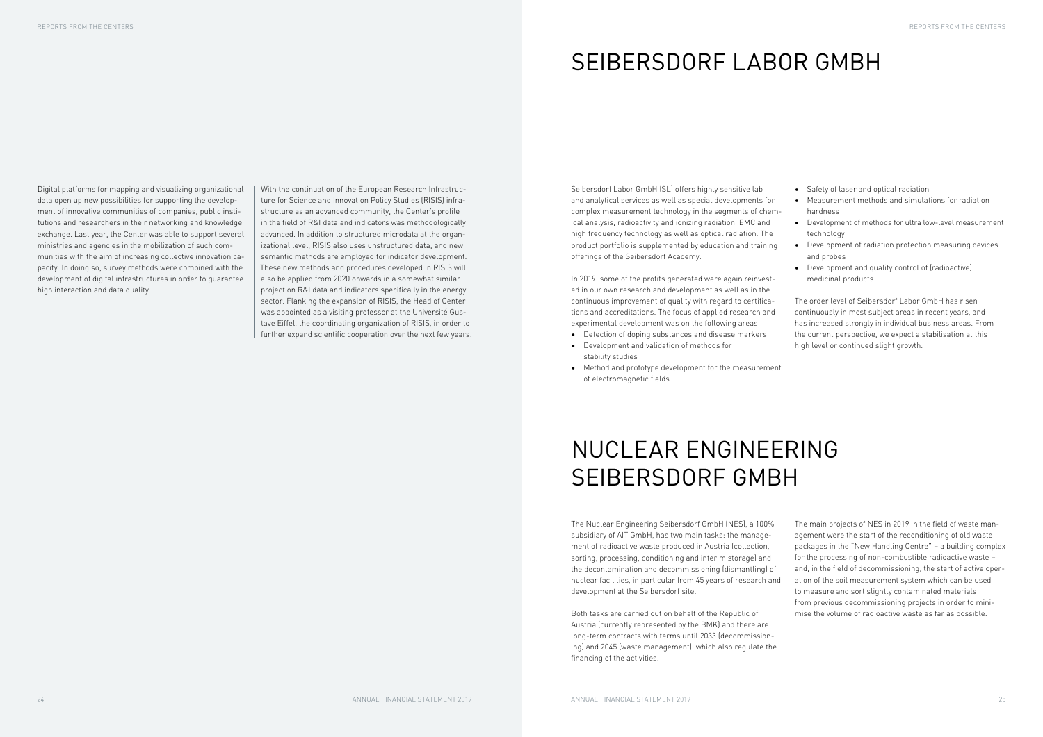Digital platforms for mapping and visualizing organizational data open up new possibilities for supporting the development of innovative communities of companies, public institutions and researchers in their networking and knowledge exchange. Last year, the Center was able to support several ministries and agencies in the mobilization of such communities with the aim of increasing collective innovation capacity. In doing so, survey methods were combined with the development of digital infrastructures in order to guarantee high interaction and data quality.

With the continuation of the European Research Infrastructure for Science and Innovation Policy Studies (RISIS) infrastructure as an advanced community, the Center's profile in the field of R&I data and indicators was methodologically advanced. In addition to structured microdata at the organizational level, RISIS also uses unstructured data, and new semantic methods are employed for indicator development. These new methods and procedures developed in RISIS will also be applied from 2020 onwards in a somewhat similar project on R&I data and indicators specifically in the energy sector. Flanking the expansion of RISIS, the Head of Center was appointed as a visiting professor at the Université Gustave Eiffel, the coordinating organization of RISIS, in order to further expand scientific cooperation over the next few years.

# SEIBERSDORF LABOR GMBH

Seibersdorf Labor GmbH (SL) offers highly sensitive lab and analytical services as well as special developments for complex measurement technology in the segments of chemical analysis, radioactivity and ionizing radiation, EMC and high frequency technology as well as optical radiation. The product portfolio is supplemented by education and training offerings of the Seibersdorf Academy.

In 2019, some of the profits generated were again reinvested in our own research and development as well as in the continuous improvement of quality with regard to certifications and accreditations. The focus of applied research and experimental development was on the following areas:

- Detection of doping substances and disease markers
- Development and validation of methods for stability studies
- Method and prototype development for the measurement of electromagnetic fields
- Safety of laser and optical radiation
- Measurement methods and simulations for radiation hardness
- Development of methods for ultra low-level measurement technology
- Development of radiation protection measuring devices and probes
- Development and quality control of (radioactive) medicinal products

The order level of Seibersdorf Labor GmbH has risen continuously in most subject areas in recent years, and has increased strongly in individual business areas. From the current perspective, we expect a stabilisation at this high level or continued slight growth.

# NUCLEAR ENGINEERING SEIBERSDORF GMBH

The Nuclear Engineering Seibersdorf GmbH (NES), a 100% subsidiary of AIT GmbH, has two main tasks: the management of radioactive waste produced in Austria (collection, sorting, processing, conditioning and interim storage) and the decontamination and decommissioning (dismantling) of nuclear facilities, in particular from 45 years of research and development at the Seibersdorf site.

Both tasks are carried out on behalf of the Republic of Austria (currently represented by the BMK) and there are long-term contracts with terms until 2033 (decommissioning) and 2045 (waste management), which also regulate the financing of the activities.

The main projects of NES in 2019 in the field of waste management were the start of the reconditioning of old waste packages in the "New Handling Centre" – a building complex for the processing of non-combustible radioactive waste – and, in the field of decommissioning, the start of active operation of the soil measurement system which can be used to measure and sort slightly contaminated materials from previous decommissioning projects in order to minimise the volume of radioactive waste as far as possible.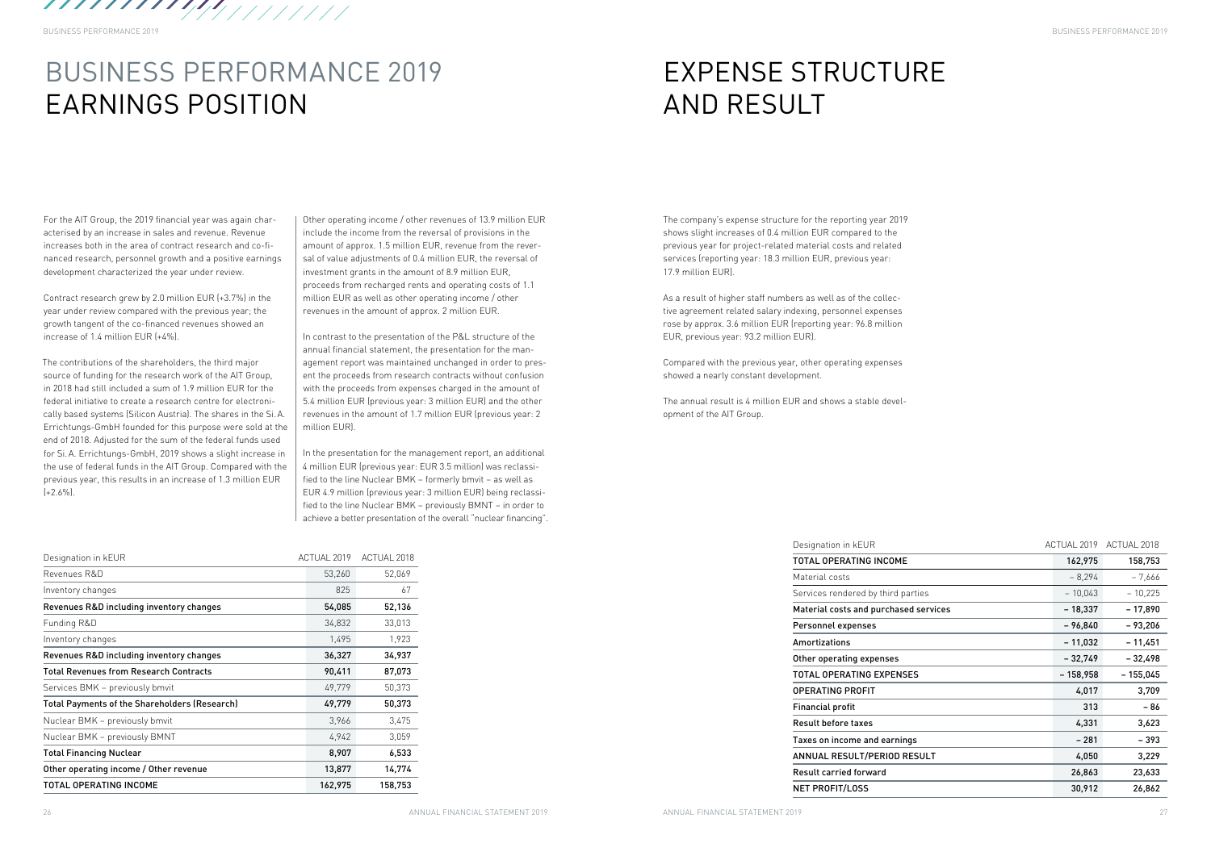# BUSINESS PERFORMANCE 2019
# EARNINGS POSITION

For the AIT Group, the 2019 financial year was again characterised by an increase in sales and revenue. Revenue increases both in the area of contract research and co-financed research, personnel growth and a positive earnings development characterized the year under review.

Contract research grew by 2.0 million EUR (+3.7%) in the year under review compared with the previous year; the growth tangent of the co-financed revenues showed an increase of 1.4 million EUR (+4%).

The contributions of the shareholders, the third major source of funding for the research work of the AIT Group, in 2018 had still included a sum of 1.9 million EUR for the federal initiative to create a research centre for electronically based systems (Silicon Austria). The shares in the Si.A. Errichtungs-GmbH founded for this purpose were sold at the end of 2018. Adjusted for the sum of the federal funds used for Si.A. Errichtungs-GmbH, 2019 shows a slight increase in the use of federal funds in the AIT Group. Compared with the previous year, this results in an increase of 1.3 million EUR (+2.6%).

Other operating income / other revenues of 13.9 million EUR include the income from the reversal of provisions in the amount of approx. 1.5 million EUR, revenue from the reversal of value adjustments of 0.4 million EUR, the reversal of investment grants in the amount of 8.9 million EUR, proceeds from recharged rents and operating costs of 1.1 million EUR as well as other operating income / other revenues in the amount of approx. 2 million EUR.

In contrast to the presentation of the P&L structure of the annual financial statement, the presentation for the management report was maintained unchanged in order to present the proceeds from research contracts without confusion with the proceeds from expenses charged in the amount of 5.4 million EUR (previous year: 3 million EUR) and the other revenues in the amount of 1.7 million EUR (previous year: 2 million EUR).

In the presentation for the management report, an additional 4 million EUR (previous year: EUR 3.5 million) was reclassified to the line Nuclear BMK – formerly bmvit – as well as EUR 4.9 million (previous year: 3 million EUR) being reclassified to the line Nuclear BMK – previously BMNT – in order to achieve a better presentation of the overall "nuclear financing".

| Designation in kEUR | ACTUAL 2019 | ACTUAL 2018 |
|---|---|---|
| Revenues R&D | 53,260 | 52,069 |
| Inventory changes | 825 | 67 |
| **Revenues R&D including inventory changes** | **54,085** | **52,136** |
| Funding R&D | 34,832 | 33,013 |
| Inventory changes | 1,495 | 1,923 |
| **Revenues R&D including inventory changes** | **36,327** | **34,937** |
| **Total Revenues from Research Contracts** | **90,411** | **87,073** |
| Services BMK – previously bmvit | 49,779 | 50,373 |
| **Total Payments of the Shareholders (Research)** | **49,779** | **50,373** |
| Nuclear BMK – previously bmvit | 3,966 | 3,475 |
| Nuclear BMK – previously BMNT | 4,942 | 3,059 |
| **Total Financing Nuclear** | **8,907** | **6,533** |
| **Other operating income / Other revenue** | **13,877** | **14,774** |
| **TOTAL OPERATING INCOME** | **162,975** | **158,753** |

# EXPENSE STRUCTURE AND RESULT

The company's expense structure for the reporting year 2019 shows slight increases of 0.4 million EUR compared to the previous year for project-related material costs and related services (reporting year: 18.3 million EUR, previous year: 17.9 million EUR).

As a result of higher staff numbers as well as of the collective agreement related salary indexing, personnel expenses rose by approx. 3.6 million EUR (reporting year: 96.8 million EUR, previous year: 93.2 million EUR).

Compared with the previous year, other operating expenses showed a nearly constant development.

The annual result is 4 million EUR and shows a stable development of the AIT Group.

| Designation in kEUR | ACTUAL 2019 | ACTUAL 2018 |
|---|---|---|
| **TOTAL OPERATING INCOME** | **162,975** | **158,753** |
| Material costs | – 8,294 | – 7,666 |
| Services rendered by third parties | – 10,043 | – 10,225 |
| **Material costs and purchased services** | **– 18,337** | **– 17,890** |
| **Personnel expenses** | **– 96,840** | **– 93,206** |
| **Amortizations** | **– 11,032** | **– 11,451** |
| **Other operating expenses** | **– 32,749** | **– 32,498** |
| **TOTAL OPERATING EXPENSES** | **– 158,958** | **– 155,045** |
| **OPERATING PROFIT** | **4,017** | **3,709** |
| **Financial profit** | **313** | **– 86** |
| **Result before taxes** | **4,331** | **3,623** |
| **Taxes on income and earnings** | **– 281** | **– 393** |
| **ANNUAL RESULT/PERIOD RESULT** | **4,050** | **3,229** |
| **Result carried forward** | **26,863** | **23,633** |
| **NET PROFIT/LOSS** | **30,912** | **26,862** |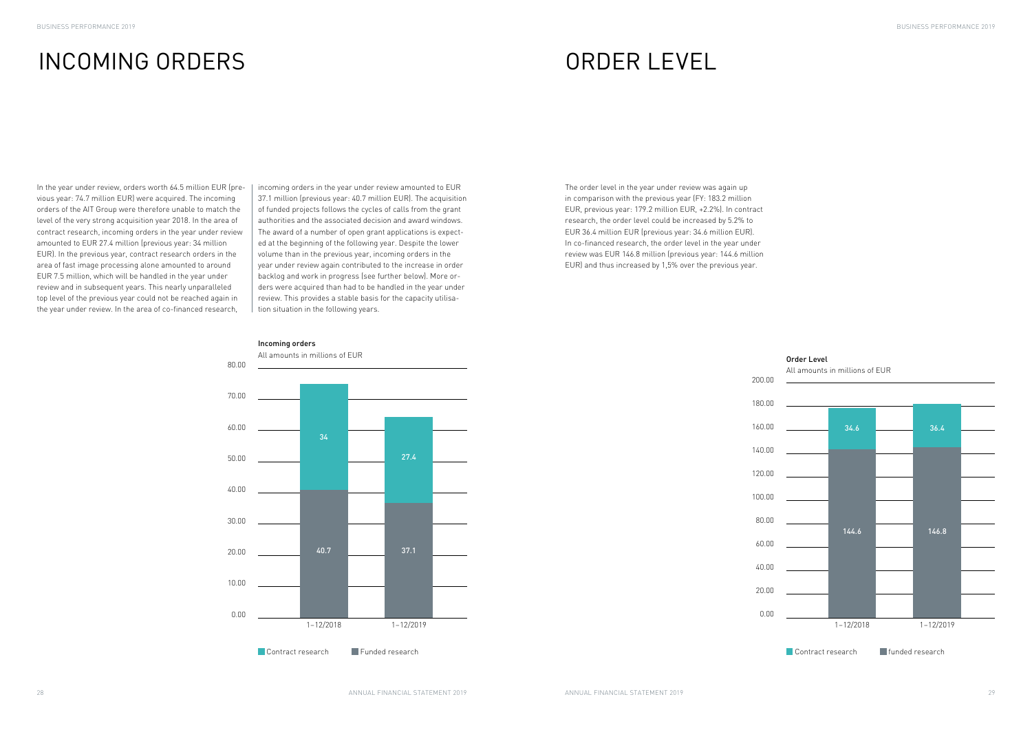# INCOMING ORDERS

In the year under review, orders worth 64.5 million EUR (previous year: 74.7 million EUR) were acquired. The incoming orders of the AIT Group were therefore unable to match the level of the very strong acquisition year 2018. In the area of contract research, incoming orders in the year under review amounted to EUR 27.4 million (previous year: 34 million EUR). In the previous year, contract research orders in the area of fast image processing alone amounted to around EUR 7.5 million, which will be handled in the year under review and in subsequent years. This nearly unparalleled top level of the previous year could not be reached again in the year under review. In the area of co-financed research, incoming orders in the year under review amounted to EUR 37.1 million (previous year: 40.7 million EUR). The acquisition of funded projects follows the cycles of calls from the grant authorities and the associated decision and award windows. The award of a number of open grant applications is expected at the beginning of the following year. Despite the lower volume than in the previous year, incoming orders in the year under review again contributed to the increase in order backlog and work in progress (see further below). More orders were acquired than had to be handled in the year under review. This provides a stable basis for the capacity utilisation situation in the following years.

**Incoming orders**

All amounts in millions of EUR

| | 1–12/2018 | 1–12/2019 |
|---|---|---|
| Contract research | 34 | 27.4 |
| Funded research | 40.7 | 37.1 |

# ORDER LEVEL

The order level in the year under review was again up in comparison with the previous year (FY: 183.2 million EUR, previous year: 179.2 million EUR, +2.2%). In contract research, the order level could be increased by 5.2% to EUR 36.4 million EUR (previous year: 34.6 million EUR). In co-financed research, the order level in the year under review was EUR 146.8 million (previous year: 144.6 million EUR) and thus increased by 1,5% over the previous year.

**Order Level**

All amounts in millions of EUR

| | 1–12/2018 | 1–12/2019 |
|---|---|---|
| Contract research | 34.6 | 36.4 |
| funded research | 144.6 | 146.8 |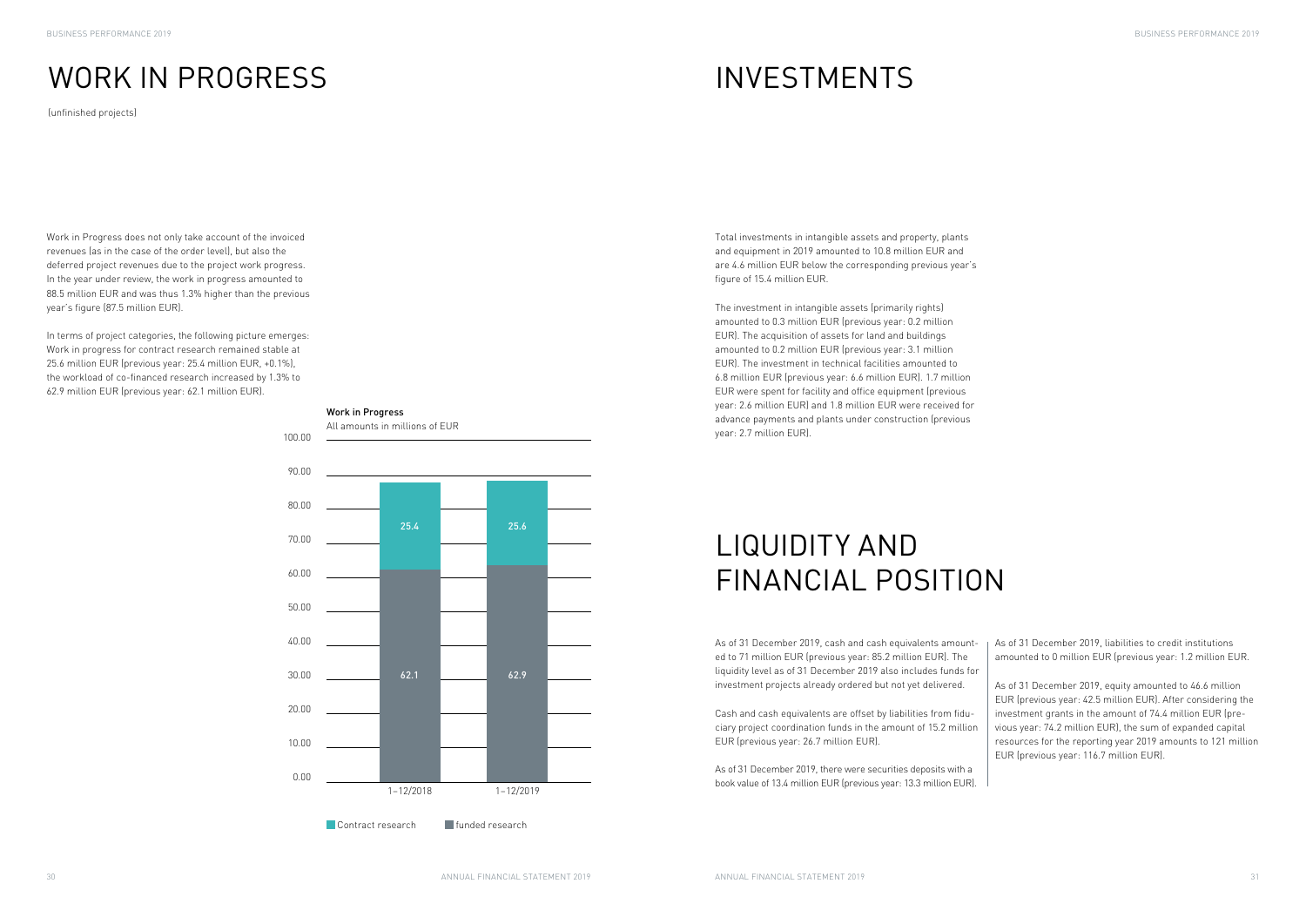# WORK IN PROGRESS

(unfinished projects)

Work in Progress does not only take account of the invoiced revenues (as in the case of the order level), but also the deferred project revenues due to the project work progress. In the year under review, the work in progress amounted to 88.5 million EUR and was thus 1.3% higher than the previous year's figure (87.5 million EUR).

In terms of project categories, the following picture emerges: Work in progress for contract research remained stable at 25.6 million EUR (previous year: 25.4 million EUR, +0.1%), the workload of co-financed research increased by 1.3% to 62.9 million EUR (previous year: 62.1 million EUR).

**Work in Progress**
All amounts in millions of EUR

| | 1–12/2018 | 1–12/2019 |
|---|---|---|
| Contract research | 25.4 | 25.6 |
| funded research | 62.1 | 62.9 |

# INVESTMENTS

Total investments in intangible assets and property, plants and equipment in 2019 amounted to 10.8 million EUR and are 4.6 million EUR below the corresponding previous year's figure of 15.4 million EUR.

The investment in intangible assets (primarily rights) amounted to 0.3 million EUR (previous year: 0.2 million EUR). The acquisition of assets for land and buildings amounted to 0.2 million EUR (previous year: 3.1 million EUR). The investment in technical facilities amounted to 6.8 million EUR (previous year: 6.6 million EUR). 1.7 million EUR were spent for facility and office equipment (previous year: 2.6 million EUR) and 1.8 million EUR were received for advance payments and plants under construction (previous year: 2.7 million EUR).

# LIQUIDITY AND FINANCIAL POSITION

As of 31 December 2019, cash and cash equivalents amounted to 71 million EUR (previous year: 85.2 million EUR). The liquidity level as of 31 December 2019 also includes funds for investment projects already ordered but not yet delivered.

Cash and cash equivalents are offset by liabilities from fiduciary project coordination funds in the amount of 15.2 million EUR (previous year: 26.7 million EUR).

As of 31 December 2019, there were securities deposits with a book value of 13.4 million EUR (previous year: 13.3 million EUR).

As of 31 December 2019, liabilities to credit institutions amounted to 0 million EUR (previous year: 1.2 million EUR.

As of 31 December 2019, equity amounted to 46.6 million EUR (previous year: 42.5 million EUR). After considering the investment grants in the amount of 74.4 million EUR (previous year: 74.2 million EUR), the sum of expanded capital resources for the reporting year 2019 amounts to 121 million EUR (previous year: 116.7 million EUR).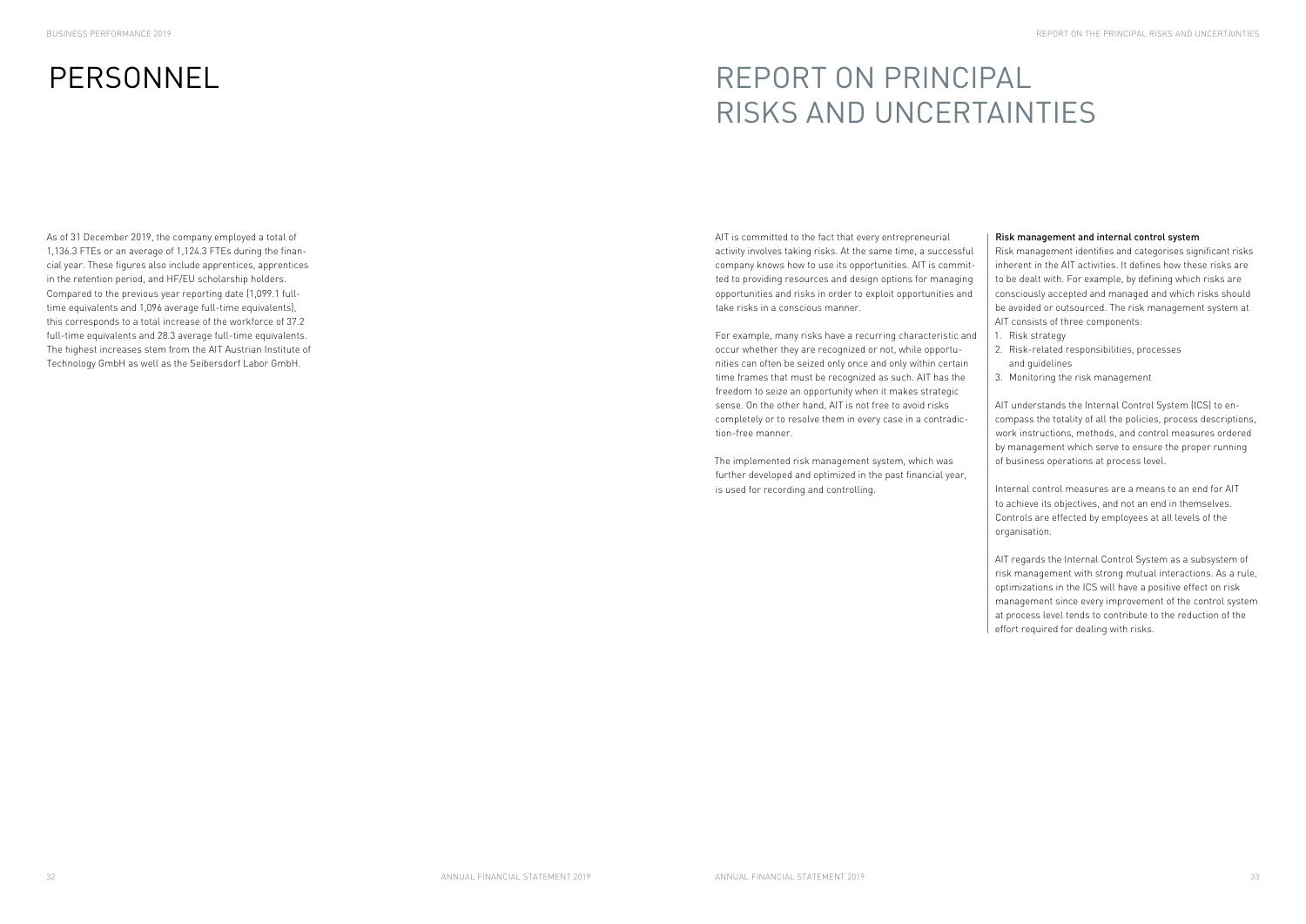# PERSONNEL

As of 31 December 2019, the company employed a total of 1,136.3 FTEs or an average of 1,124.3 FTEs during the financial year. These figures also include apprentices, apprentices in the retention period, and HF/EU scholarship holders. Compared to the previous year reporting date (1,099.1 full-time equivalents and 1,096 average full-time equivalents), this corresponds to a total increase of the workforce of 37.2 full-time equivalents and 28.3 average full-time equivalents. The highest increases stem from the AIT Austrian Institute of Technology GmbH as well as the Seibersdorf Labor GmbH.

# REPORT ON PRINCIPAL RISKS AND UNCERTAINTIES

AIT is committed to the fact that every entrepreneurial activity involves taking risks. At the same time, a successful company knows how to use its opportunities. AIT is committed to providing resources and design options for managing opportunities and risks in order to exploit opportunities and take risks in a conscious manner.

For example, many risks have a recurring characteristic and occur whether they are recognized or not, while opportunities can often be seized only once and only within certain time frames that must be recognized as such. AIT has the freedom to seize an opportunity when it makes strategic sense. On the other hand, AIT is not free to avoid risks completely or to resolve them in every case in a contradiction-free manner.

The implemented risk management system, which was further developed and optimized in the past financial year, is used for recording and controlling.

**Risk management and internal control system**

Risk management identifies and categorises significant risks inherent in the AIT activities. It defines how these risks are to be dealt with. For example, by defining which risks are consciously accepted and managed and which risks should be avoided or outsourced. The risk management system at AIT consists of three components:

1. Risk strategy
2. Risk-related responsibilities, processes and guidelines
3. Monitoring the risk management

AIT understands the Internal Control System (ICS) to encompass the totality of all the policies, process descriptions, work instructions, methods, and control measures ordered by management which serve to ensure the proper running of business operations at process level.

Internal control measures are a means to an end for AIT to achieve its objectives, and not an end in themselves. Controls are effected by employees at all levels of the organisation.

AIT regards the Internal Control System as a subsystem of risk management with strong mutual interactions. As a rule, optimizations in the ICS will have a positive effect on risk management since every improvement of the control system at process level tends to contribute to the reduction of the effort required for dealing with risks.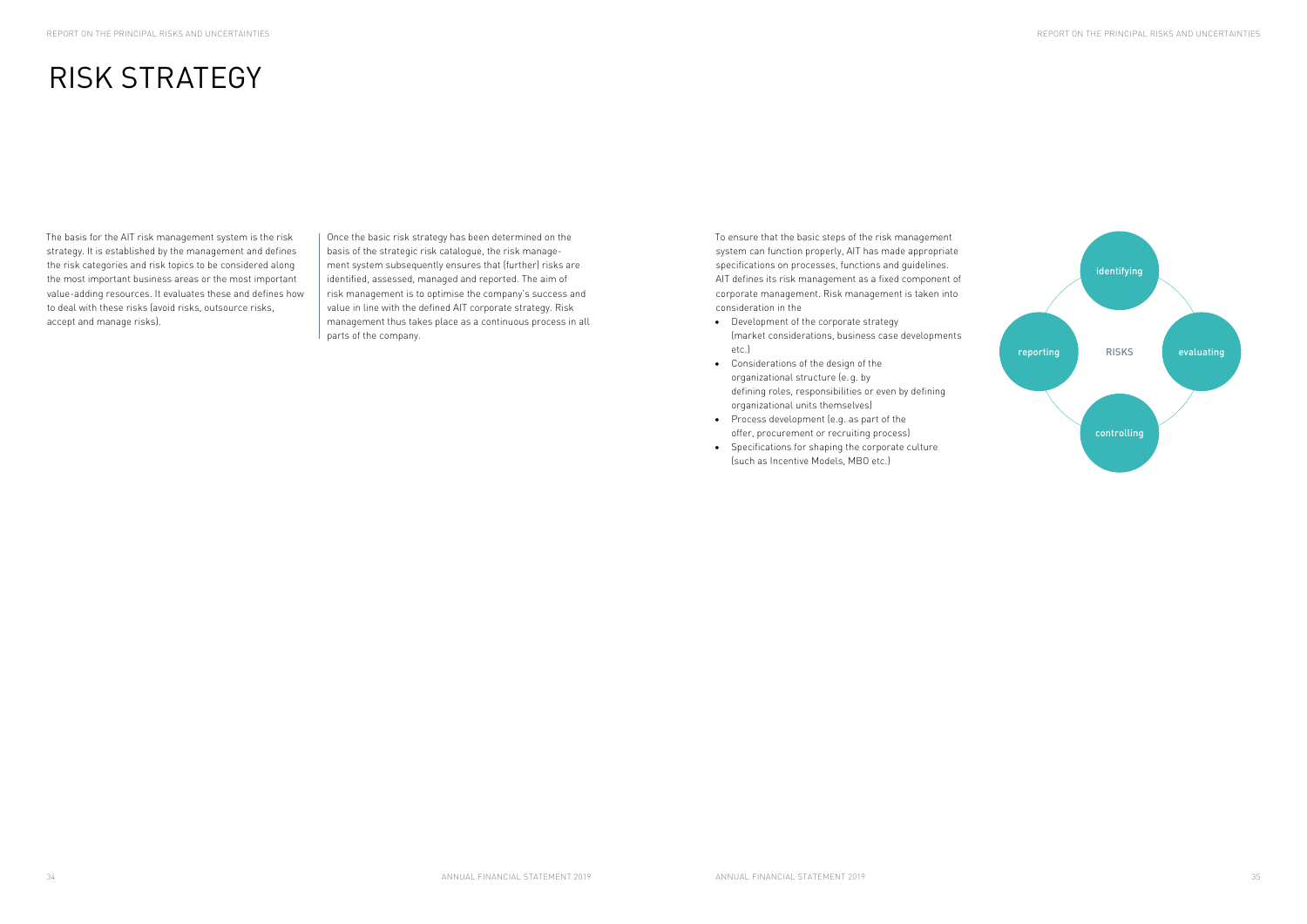# RISK STRATEGY

The basis for the AIT risk management system is the risk strategy. It is established by the management and defines the risk categories and risk topics to be considered along the most important business areas or the most important value-adding resources. It evaluates these and defines how to deal with these risks (avoid risks, outsource risks, accept and manage risks).

Once the basic risk strategy has been determined on the basis of the strategic risk catalogue, the risk management system subsequently ensures that (further) risks are identified, assessed, managed and reported. The aim of risk management is to optimise the company's success and value in line with the defined AIT corporate strategy. Risk management thus takes place as a continuous process in all parts of the company.

To ensure that the basic steps of the risk management system can function properly, AIT has made appropriate specifications on processes, functions and guidelines. AIT defines its risk management as a fixed component of corporate management. Risk management is taken into consideration in the

- Development of the corporate strategy (market considerations, business case developments etc.)
- Considerations of the design of the organizational structure (e.g. by defining roles, responsibilities or even by defining organizational units themselves)
- Process development (e.g. as part of the offer, procurement or recruiting process)
- Specifications for shaping the corporate culture (such as Incentive Models, MBO etc.)

identifying

reporting RISKS evaluating

controlling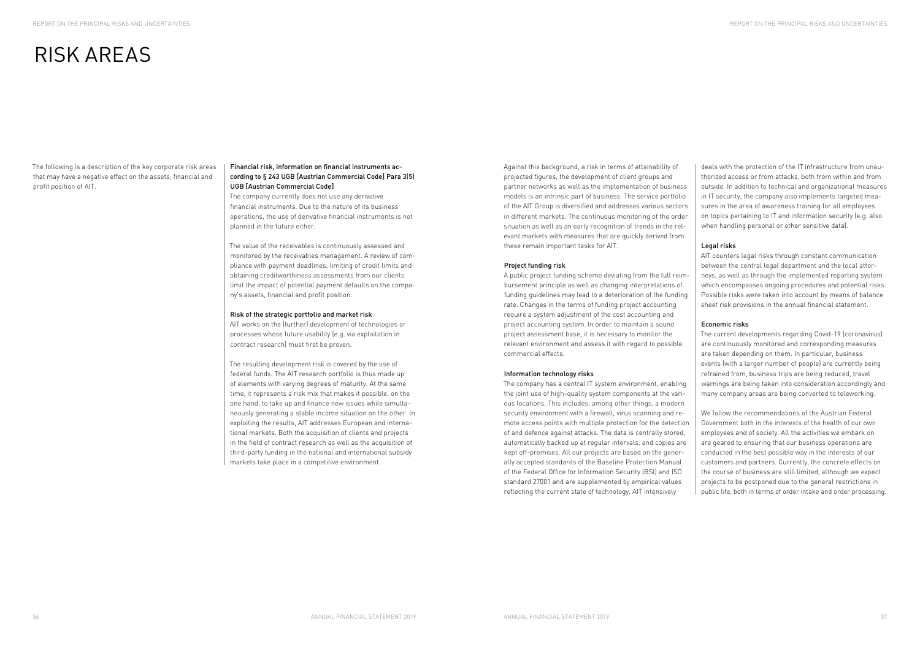# RISK AREAS

The following is a description of the key corporate risk areas that may have a negative effect on the assets, financial and profit position of AIT.

### Financial risk, information on financial instruments according to § 243 UGB [Austrian Commercial Code] Para 3(5) UGB [Austrian Commercial Code]

The company currently does not use any derivative financial instruments. Due to the nature of its business operations, the use of derivative financial instruments is not planned in the future either.

The value of the receivables is continuously assessed and monitored by the receivables management. A review of compliance with payment deadlines, limiting of credit limits and obtaining creditworthiness assessments from our clients limit the impact of potential payment defaults on the company's assets, financial and profit position.

### Risk of the strategic portfolio and market risk

AIT works on the (further) development of technologies or processes whose future usability (e.g. via exploitation in contract research) must first be proven.

The resulting development risk is covered by the use of federal funds. The AIT research portfolio is thus made up of elements with varying degrees of maturity. At the same time, it represents a risk mix that makes it possible, on the one hand, to take up and finance new issues while simultaneously generating a stable income situation on the other. In exploiting the results, AIT addresses European and international markets. Both the acquisition of clients and projects in the field of contract research as well as the acquisition of third-party funding in the national and international subsidy markets take place in a competitive environment.

Against this background, a risk in terms of attainability of projected figures, the development of client groups and partner networks as well as the implementation of business models is an intrinsic part of business. The service portfolio of the AIT Group is diversified and addresses various sectors in different markets. The continuous monitoring of the order situation as well as an early recognition of trends in the relevant markets with measures that are quickly derived from these remain important tasks for AIT.

### Project funding risk

A public project funding scheme deviating from the full reimbursement principle as well as changing interpretations of funding guidelines may lead to a deterioration of the funding rate. Changes in the terms of funding project accounting require a system adjustment of the cost accounting and project accounting system. In order to maintain a sound project assessment base, it is necessary to monitor the relevant environment and assess it with regard to possible commercial effects.

### Information technology risks

The company has a central IT system environment, enabling the joint use of high-quality system components at the various locations. This includes, among other things, a modern security environment with a firewall, virus scanning and remote access points with multiple protection for the detection of and defence against attacks. The data is centrally stored, automatically backed up at regular intervals, and copies are kept off-premises. All our projects are based on the generally accepted standards of the Baseline Protection Manual of the Federal Office for Information Security (BSI) and ISO standard 27001 and are supplemented by empirical values reflecting the current state of technology. AIT intensively deals with the protection of the IT infrastructure from unauthorized access or from attacks, both from within and from outside. In addition to technical and organizational measures in IT security, the company also implements targeted measures in the area of awareness training for all employees on topics pertaining to IT and information security (e.g. also when handling personal or other sensitive data).

### Legal risks

AIT counters legal risks through constant communication between the central legal department and the local attorneys, as well as through the implemented reporting system which encompasses ongoing procedures and potential risks. Possible risks were taken into account by means of balance sheet risk provisions in the annual financial statement.

### Economic risks

The current developments regarding Covid-19 (coronavirus) are continuously monitored and corresponding measures are taken depending on them. In particular, business events (with a larger number of people) are currently being refrained from, business trips are being reduced, travel warnings are being taken into consideration accordingly and many company areas are being converted to teleworking.

We follow the recommendations of the Austrian Federal Government both in the interests of the health of our own employees and of society. All the activities we embark on are geared to ensuring that our business operations are conducted in the best possible way in the interests of our customers and partners. Currently, the concrete effects on the course of business are still limited, although we expect projects to be postponed due to the general restrictions in public life, both in terms of order intake and order processing.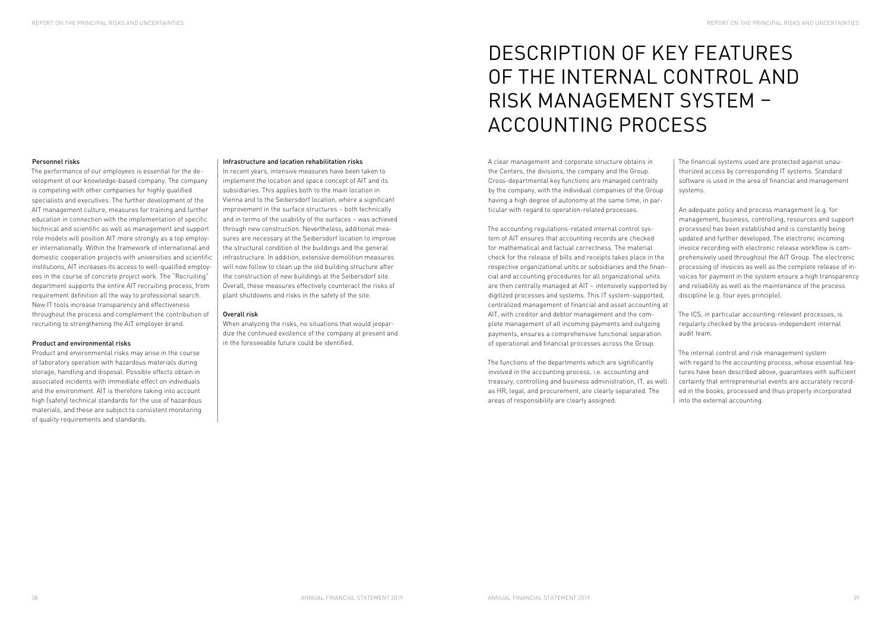### Personnel risks

The performance of our employees is essential for the development of our knowledge-based company. The company is competing with other companies for highly qualified specialists and executives. The further development of the AIT management culture, measures for training and further education in connection with the implementation of specific technical and scientific as well as management and support role models will position AIT more strongly as a top employer internationally. Within the framework of international and domestic cooperation projects with universities and scientific institutions, AIT increases its access to well-qualified employees in the course of concrete project work. The "Recruiting" department supports the entire AIT recruiting process, from requirement definition all the way to professional search. New IT tools increase transparency and effectiveness throughout the process and complement the contribution of recruiting to strengthening the AIT employer brand.

### Product and environmental risks

Product and environmental risks may arise in the course of laboratory operation with hazardous materials during storage, handling and disposal. Possible effects obtain in associated incidents with immediate effect on individuals and the environment. AIT is therefore taking into account high (safety) technical standards for the use of hazardous materials, and these are subject to consistent monitoring of quality requirements and standards.

### Infrastructure and location rehabilitation risks

In recent years, intensive measures have been taken to implement the location and space concept of AIT and its subsidiaries. This applies both to the main location in Vienna and to the Seibersdorf location, where a significant improvement in the surface structures – both technically and in terms of the usability of the surfaces – was achieved through new construction. Nevertheless, additional measures are necessary at the Seibersdorf location to improve the structural condition of the buildings and the general infrastructure. In addition, extensive demolition measures will now follow to clean up the old building structure after the construction of new buildings at the Seibersdorf site. Overall, these measures effectively counteract the risks of plant shutdowns and risks in the safety of the site.

### Overall risk

When analyzing the risks, no situations that would jeopardize the continued existence of the company at present and in the foreseeable future could be identified.

# DESCRIPTION OF KEY FEATURES OF THE INTERNAL CONTROL AND RISK MANAGEMENT SYSTEM – ACCOUNTING PROCESS

A clear management and corporate structure obtains in the Centers, the divisions, the company and the Group. Cross-departmental key functions are managed centrally by the company, with the individual companies of the Group having a high degree of autonomy at the same time, in particular with regard to operation-related processes.

The accounting regulations-related internal control system of AIT ensures that accounting records are checked for mathematical and factual correctness. The material check for the release of bills and receipts takes place in the respective organizational units or subsidiaries and the financial and accounting procedures for all organizational units are then centrally managed at AIT – intensively supported by digitized processes and systems. This IT system-supported, centralized management of financial and asset accounting at AIT, with creditor and debtor management and the complete management of all incoming payments and outgoing payments, ensures a comprehensive functional separation of operational and financial processes across the Group.

The functions of the departments which are significantly involved in the accounting process, i.e. accounting and treasury, controlling and business administration, IT, as well as HR, legal, and procurement, are clearly separated. The areas of responsibility are clearly assigned.

The financial systems used are protected against unauthorized access by corresponding IT systems. Standard software is used in the area of financial and management systems.

An adequate policy and process management (e.g. for management, business, controlling, resources and support processes) has been established and is constantly being updated and further developed. The electronic incoming invoice recording with electronic release workflow is comprehensively used throughout the AIT Group. The electronic processing of invoices as well as the complete release of invoices for payment in the system ensure a high transparency and reliability as well as the maintenance of the process discipline (e.g. four eyes principle).

The ICS, in particular accounting-relevant processes, is regularly checked by the process-independent internal audit team.

The internal control and risk management system with regard to the accounting process, whose essential features have been described above, guarantees with sufficient certainty that entrepreneurial events are accurately recorded in the books, processed and thus properly incorporated into the external accounting.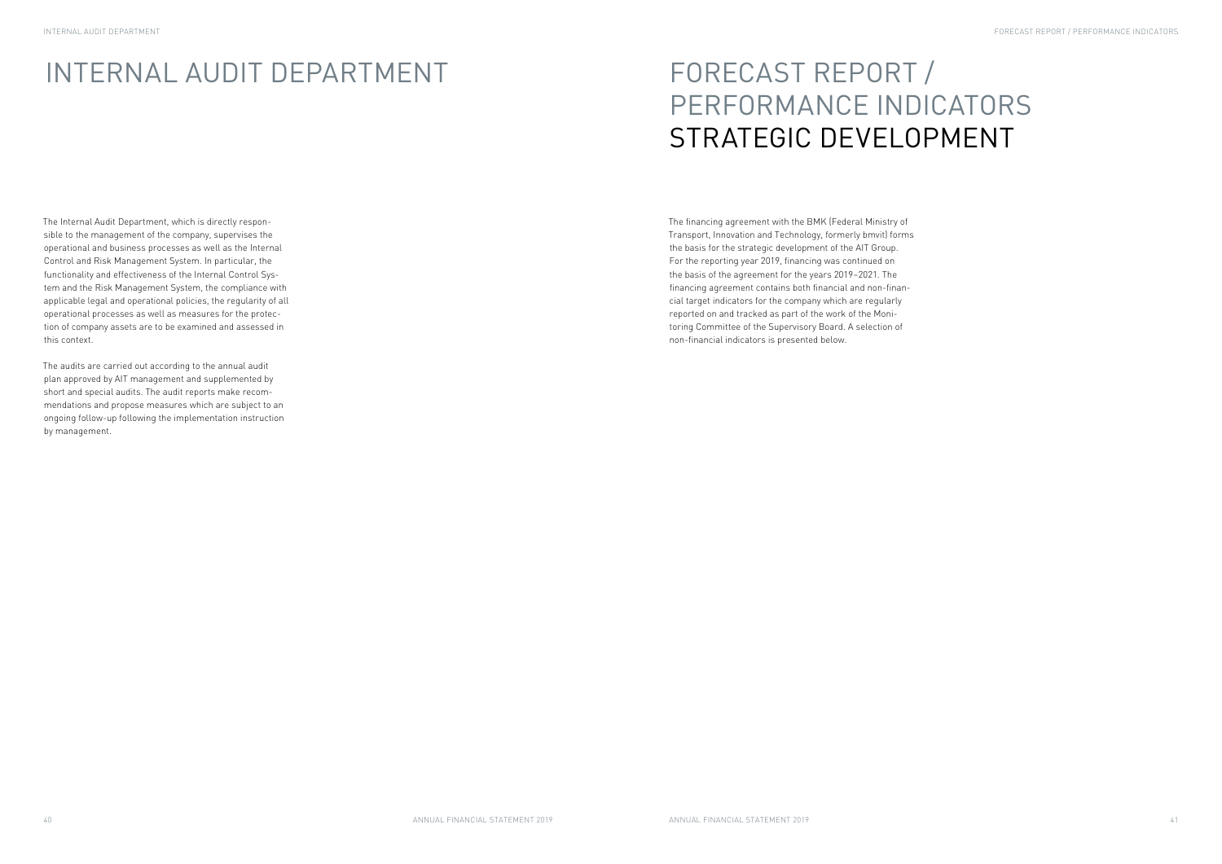# INTERNAL AUDIT DEPARTMENT

The Internal Audit Department, which is directly responsible to the management of the company, supervises the operational and business processes as well as the Internal Control and Risk Management System. In particular, the functionality and effectiveness of the Internal Control System and the Risk Management System, the compliance with applicable legal and operational policies, the regularity of all operational processes as well as measures for the protection of company assets are to be examined and assessed in this context.

The audits are carried out according to the annual audit plan approved by AIT management and supplemented by short and special audits. The audit reports make recommendations and propose measures which are subject to an ongoing follow-up following the implementation instruction by management.

# FORECAST REPORT / PERFORMANCE INDICATORS

## STRATEGIC DEVELOPMENT

The financing agreement with the BMK (Federal Ministry of Transport, Innovation and Technology, formerly bmvit) forms the basis for the strategic development of the AIT Group. For the reporting year 2019, financing was continued on the basis of the agreement for the years 2019–2021. The financing agreement contains both financial and non-financial target indicators for the company which are regularly reported on and tracked as part of the work of the Monitoring Committee of the Supervisory Board. A selection of non-financial indicators is presented below.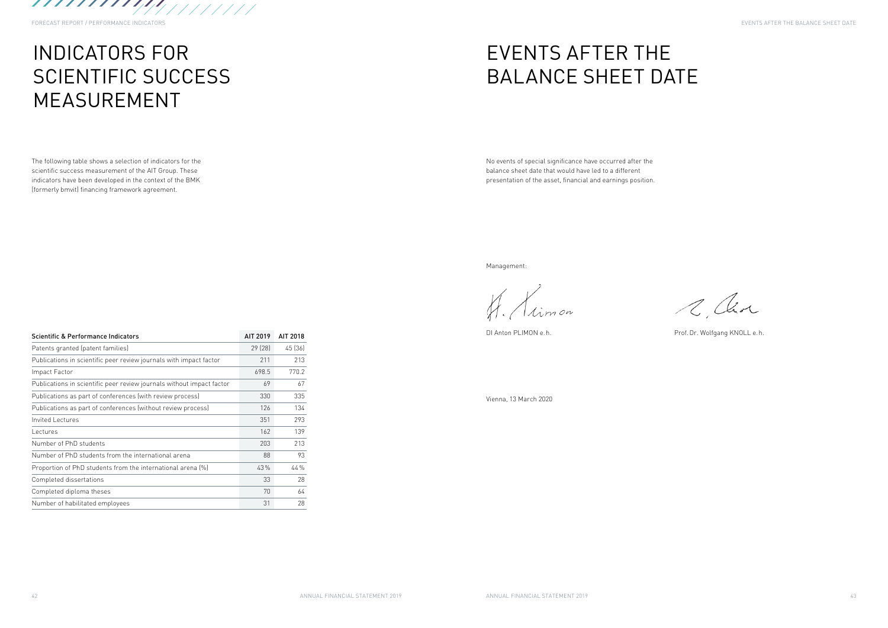# INDICATORS FOR SCIENTIFIC SUCCESS MEASUREMENT

The following table shows a selection of indicators for the scientific success measurement of the AIT Group. These indicators have been developed in the context of the BMK (formerly bmvit) financing framework agreement.

| Scientific & Performance Indicators | AIT 2019 | AIT 2018 |
|---|---|---|
| Patents granted (patent families) | 29 (28) | 45 (36) |
| Publications in scientific peer review journals with impact factor | 211 | 213 |
| Impact Factor | 698.5 | 770.2 |
| Publications in scientific peer review journals without impact factor | 69 | 67 |
| Publications as part of conferences (with review process) | 330 | 335 |
| Publications as part of conferences (without review process) | 126 | 134 |
| Invited Lectures | 351 | 293 |
| Lectures | 162 | 139 |
| Number of PhD students | 203 | 213 |
| Number of PhD students from the international arena | 88 | 93 |
| Proportion of PhD students from the international arena (%) | 43 % | 44 % |
| Completed dissertations | 33 | 28 |
| Completed diploma theses | 70 | 64 |
| Number of habilitated employees | 31 | 28 |

# EVENTS AFTER THE BALANCE SHEET DATE

No events of special significance have occurred after the balance sheet date that would have led to a different presentation of the asset, financial and earnings position.

Management:

DI Anton PLIMON e.h.

Prof. Dr. Wolfgang KNOLL e.h.

Vienna, 13 March 2020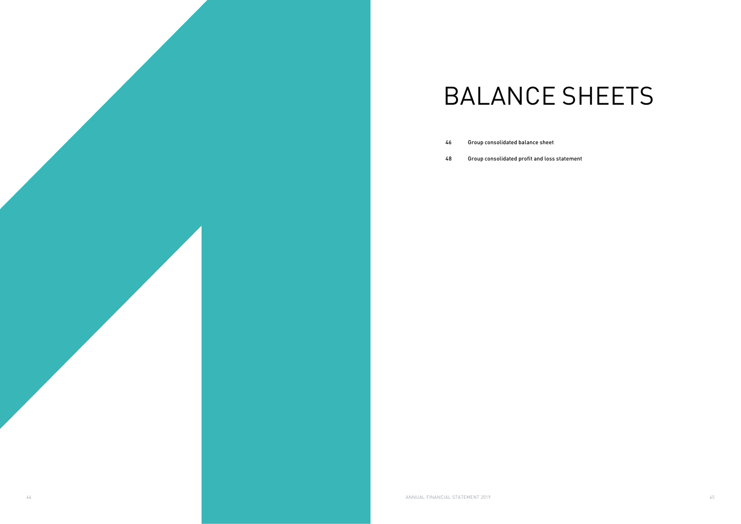# BALANCE SHEETS

46 Group consolidated balance sheet

48 Group consolidated profit and loss statement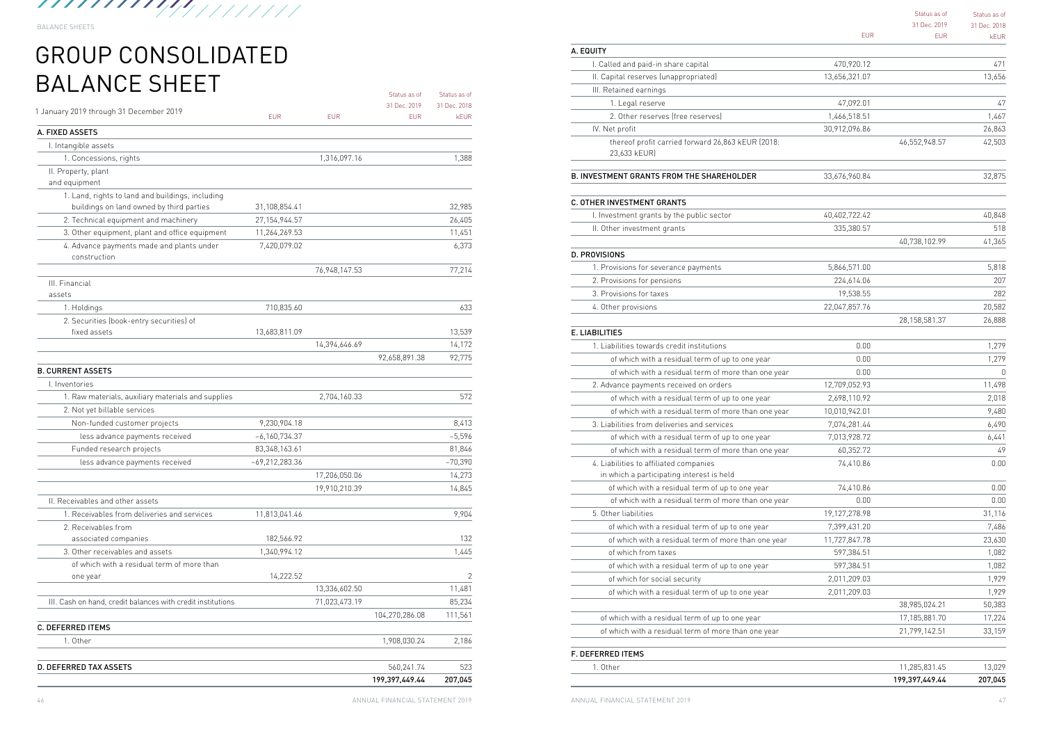# GROUP CONSOLIDATED BALANCE SHEET

1 January 2019 through 31 December 2019

| | EUR | EUR | Status as of 31 Dec. 2019 EUR | Status as of 31 Dec. 2018 kEUR |
|---|---|---|---|---|
| **A. FIXED ASSETS** | | | | |
| I. Intangible assets | | | | |
| 1. Concessions, rights | | 1,316,097.16 | | 1,388 |
| II. Property, plant and equipment | | | | |
| 1. Land, rights to land and buildings, including buildings on land owned by third parties | 31,108,854.41 | | | 32,985 |
| 2. Technical equipment and machinery | 27,154,944.57 | | | 26,405 |
| 3. Other equipment, plant and office equipment | 11,264,269.53 | | | 11,451 |
| 4. Advance payments made and plants under construction | 7,420,079.02 | | | 6,373 |
| | | 76,948,147.53 | | 77,214 |
| III. Financial assets | | | | |
| 1. Holdings | 710,835.60 | | | 633 |
| 2. Securities (book-entry securities) of fixed assets | 13,683,811.09 | | | 13,539 |
| | | 14,394,646.69 | | 14,172 |
| | | | 92,658,891.38 | 92,775 |
| **B. CURRENT ASSETS** | | | | |
| I. Inventories | | | | |
| 1. Raw materials, auxiliary materials and supplies | | 2,704,160.33 | | 572 |
| 2. Not yet billable services | | | | |
| Non-funded customer projects | 9,230,904.18 | | | 8,413 |
| less advance payments received | −6,160,734.37 | | | −5,596 |
| Funded research projects | 83,348,163.61 | | | 81,846 |
| less advance payments received | −69,212,283.36 | | | −70,390 |
| | | 17,206,050.06 | | 14,273 |
| | | 19,910,210.39 | | 14,845 |
| II. Receivables and other assets | | | | |
| 1. Receivables from deliveries and services | 11,813,041.46 | | | 9,904 |
| 2. Receivables from associated companies | 182,566.92 | | | 132 |
| 3. Other receivables and assets | 1,340,994.12 | | | 1,445 |
| of which with a residual term of more than one year | 14,222.52 | | | 2 |
| | | 13,336,602.50 | | 11,481 |
| III. Cash on hand, credit balances with credit institutions | | 71,023,473.19 | | 85,234 |
| | | | 104,270,286.08 | 111,561 |
| **C. DEFERRED ITEMS** | | | | |
| 1. Other | | | 1,908,030.24 | 2,186 |
| **D. DEFERRED TAX ASSETS** | | | 560,241.74 | 523 |
| | | | **199,397,449.44** | **207,045** |

| | EUR | Status as of 31 Dec. 2019 EUR | Status as of 31 Dec. 2018 kEUR |
|---|---|---|---|
| **A. EQUITY** | | | |
| I. Called and paid-in share capital | 470,920.12 | | 471 |
| II. Capital reserves (unappropriated) | 13,656,321.07 | | 13,656 |
| III. Retained earnings | | | |
| 1. Legal reserve | 47,092.01 | | 47 |
| 2. Other reserves (free reserves) | 1,466,518.51 | | 1,467 |
| IV. Net profit | 30,912,096.86 | | 26,863 |
| thereof profit carried forward 26,863 kEUR (2018: 23,633 kEUR) | | 46,552,948.57 | 42,503 |
| **B. INVESTMENT GRANTS FROM THE SHAREHOLDER** | 33,676,960.84 | | 32,875 |
| **C. OTHER INVESTMENT GRANTS** | | | |
| I. Investment grants by the public sector | 40,402,722.42 | | 40,848 |
| II. Other investment grants | 335,380.57 | | 518 |
| | | 40,738,102.99 | 41,365 |
| **D. PROVISIONS** | | | |
| 1. Provisions for severance payments | 5,866,571.00 | | 5,818 |
| 2. Provisions for pensions | 224,614.06 | | 207 |
| 3. Provisions for taxes | 19,538.55 | | 282 |
| 4. Other provisions | 22,047,857.76 | | 20,582 |
| | | 28,158,581.37 | 26,888 |
| **E. LIABILITIES** | | | |
| 1. Liabilities towards credit institutions | 0.00 | | 1,279 |
| of which with a residual term of up to one year | 0.00 | | 1,279 |
| of which with a residual term of more than one year | 0.00 | | 0 |
| 2. Advance payments received on orders | 12,709,052.93 | | 11,498 |
| of which with a residual term of up to one year | 2,698,110.92 | | 2,018 |
| of which with a residual term of more than one year | 10,010,942.01 | | 9,480 |
| 3. Liabilities from deliveries and services | 7,074,281.44 | | 6,490 |
| of which with a residual term of up to one year | 7,013,928.72 | | 6,441 |
| of which with a residual term of more than one year | 60,352.72 | | 49 |
| 4. Liabilities to affiliated companies in which a participating interest is held | 74,410.86 | | 0.00 |
| of which with a residual term of up to one year | 74,410.86 | | 0.00 |
| of which with a residual term of more than one year | 0.00 | | 0.00 |
| 5. Other liabilities | 19,127,278.98 | | 31,116 |
| of which with a residual term of up to one year | 7,399,431.20 | | 7,486 |
| of which with a residual term of more than one year | 11,727,847.78 | | 23,630 |
| of which from taxes | 597,384.51 | | 1,082 |
| of which with a residual term of up to one year | 597,384.51 | | 1,082 |
| of which for social security | 2,011,209.03 | | 1,929 |
| of which with a residual term of up to one year | 2,011,209.03 | | 1,929 |
| | | 38,985,024.21 | 50,383 |
| of which with a residual term of up to one year | | 17,185,881.70 | 17,224 |
| of which with a residual term of more than one year | | 21,799,142.51 | 33,159 |
| **F. DEFERRED ITEMS** | | | |
| 1. Other | | 11,285,831.45 | 13,029 |
| | | **199,397,449.44** | **207,045** |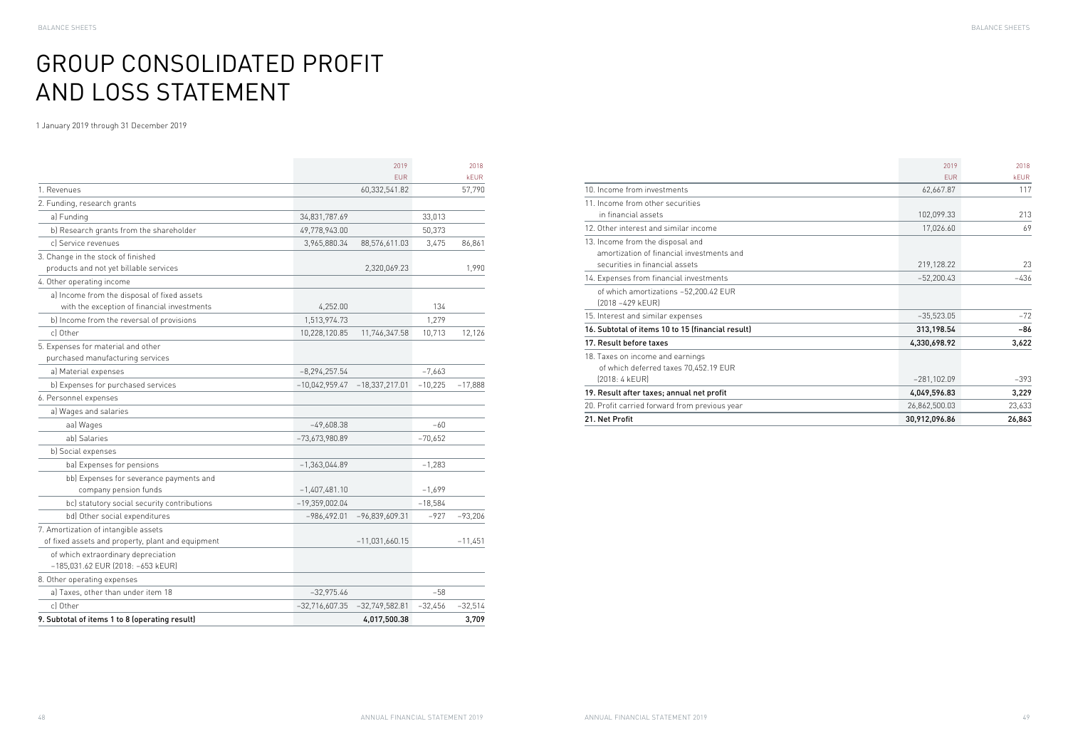# GROUP CONSOLIDATED PROFIT AND LOSS STATEMENT

1 January 2019 through 31 December 2019

| | | 2019 EUR | | 2018 kEUR |
|---|---|---|---|---|
| 1. Revenues | | 60,332,541.82 | | 57,790 |
| 2. Funding, research grants | | | | |
| a) Funding | 34,831,787.69 | | 33,013 | |
| b) Research grants from the shareholder | 49,778,943.00 | | 50,373 | |
| c) Service revenues | 3,965,880.34 | 88,576,611.03 | 3,475 | 86,861 |
| 3. Change in the stock of finished products and not yet billable services | | 2,320,069.23 | | 1,990 |
| 4. Other operating income | | | | |
| a) Income from the disposal of fixed assets with the exception of financial investments | 4,252.00 | | 134 | |
| b) Income from the reversal of provisions | 1,513,974.73 | | 1,279 | |
| c) Other | 10,228,120.85 | 11,746,347.58 | 10,713 | 12,126 |
| 5. Expenses for material and other purchased manufacturing services | | | | |
| a) Material expenses | −8,294,257.54 | | −7,663 | |
| b) Expenses for purchased services | −10,042,959.47 | −18,337,217.01 | −10,225 | −17,888 |
| 6. Personnel expenses | | | | |
| a) Wages and salaries | | | | |
| aa) Wages | −49,608.38 | | −60 | |
| ab) Salaries | −73,673,980.89 | | −70,652 | |
| b) Social expenses | | | | |
| ba) Expenses for pensions | −1,363,044.89 | | −1,283 | |
| bb) Expenses for severance payments and company pension funds | −1,407,481.10 | | −1,699 | |
| bc) statutory social security contributions | −19,359,002.04 | | −18,584 | |
| bd) Other social expenditures | −986,492.01 | −96,839,609.31 | −927 | −93,206 |
| 7. Amortization of intangible assets of fixed assets and property, plant and equipment | | −11,031,660.15 | | −11,451 |
| of which extraordinary depreciation −185,031.62 EUR (2018: −653 kEUR) | | | | |
| 8. Other operating expenses | | | | |
| a) Taxes, other than under item 18 | −32,975.46 | | −58 | |
| c) Other | −32,716,607.35 | −32,749,582.81 | −32,456 | −32,514 |
| **9. Subtotal of items 1 to 8 (operating result)** | | **4,017,500.38** | | **3,709** |

| | 2019 EUR | 2018 kEUR |
|---|---|---|
| 10. Income from investments | 62,667.87 | 117 |
| 11. Income from other securities in financial assets | 102,099.33 | 213 |
| 12. Other interest and similar income | 17,026.60 | 69 |
| 13. Income from the disposal and amortization of financial investments and securities in financial assets | 219,128.22 | 23 |
| 14. Expenses from financial investments | −52,200.43 | −436 |
| of which amortizations −52,200.42 EUR (2018 −429 kEUR) | | |
| 15. Interest and similar expenses | −35,523.05 | −72 |
| **16. Subtotal of items 10 to 15 (financial result)** | **313,198.54** | **−86** |
| **17. Result before taxes** | **4,330,698.92** | **3,622** |
| 18. Taxes on income and earnings of which deferred taxes 70,452.19 EUR (2018: 4 kEUR) | −281,102.09 | −393 |
| **19. Result after taxes; annual net profit** | **4,049,596.83** | **3,229** |
| 20. Profit carried forward from previous year | 26,862,500.03 | 23,633 |
| **21. Net Profit** | **30,912,096.86** | **26,863** |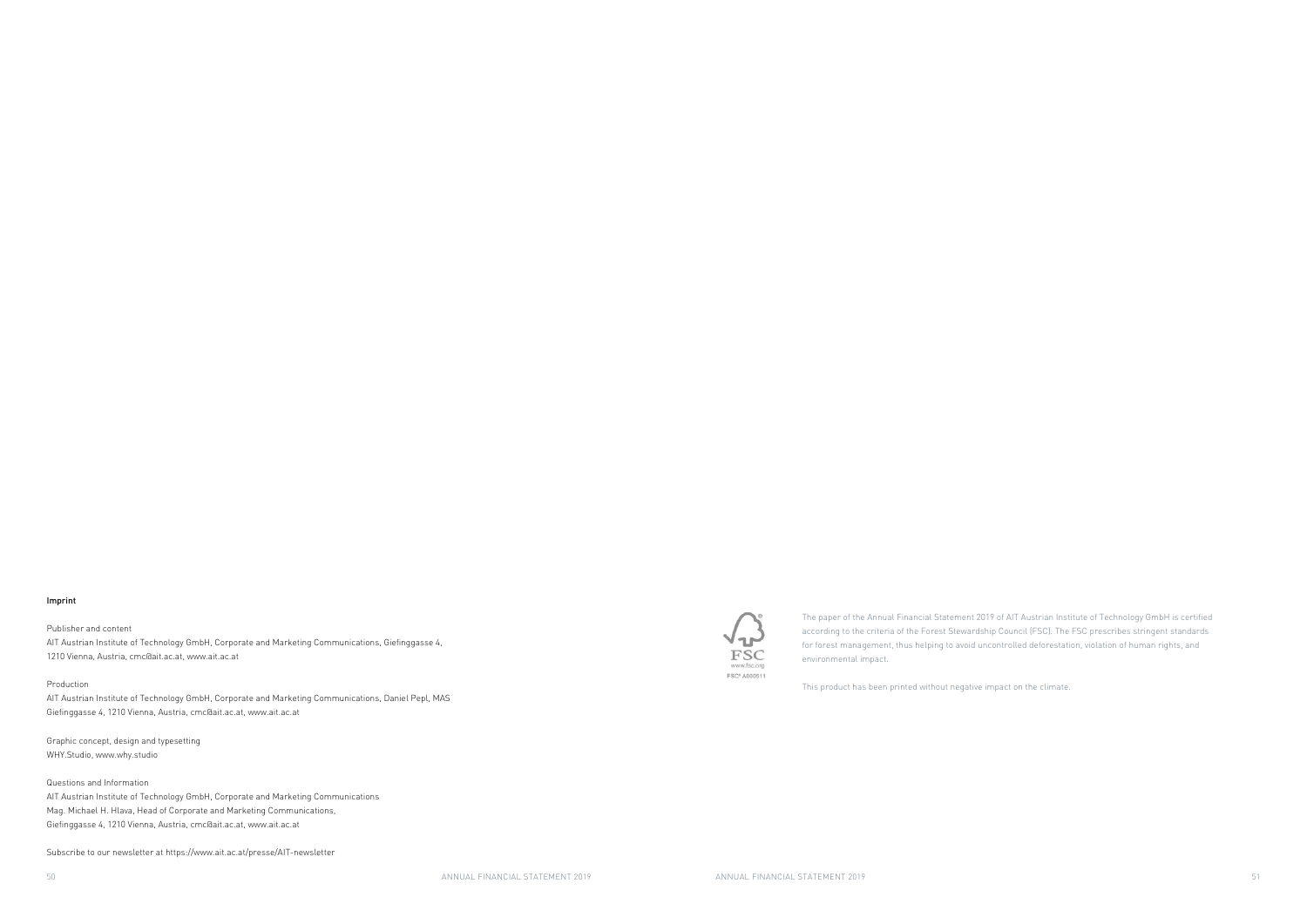**Imprint**

Publisher and content
AIT Austrian Institute of Technology GmbH, Corporate and Marketing Communications, Giefinggasse 4,
1210 Vienna, Austria, cmc@ait.ac.at, www.ait.ac.at

Production
AIT Austrian Institute of Technology GmbH, Corporate and Marketing Communications, Daniel Pepl, MAS
Giefinggasse 4, 1210 Vienna, Austria, cmc@ait.ac.at, www.ait.ac.at

Graphic concept, design and typesetting
WHY.Studio, www.why.studio

Questions and Information
AIT Austrian Institute of Technology GmbH, Corporate and Marketing Communications
Mag. Michael H. Hlava, Head of Corporate and Marketing Communications,
Giefinggasse 4, 1210 Vienna, Austria, cmc@ait.ac.at, www.ait.ac.at

Subscribe to our newsletter at https://www.ait.ac.at/presse/AIT-newsletter

FSC
www.fsc.org
FSC® A000511

The paper of the Annual Financial Statement 2019 of AIT Austrian Institute of Technology GmbH is certified according to the criteria of the Forest Stewardship Council (FSC). The FSC prescribes stringent standards for forest management, thus helping to avoid uncontrolled deforestation, violation of human rights, and environmental impact.

This product has been printed without negative impact on the climate.